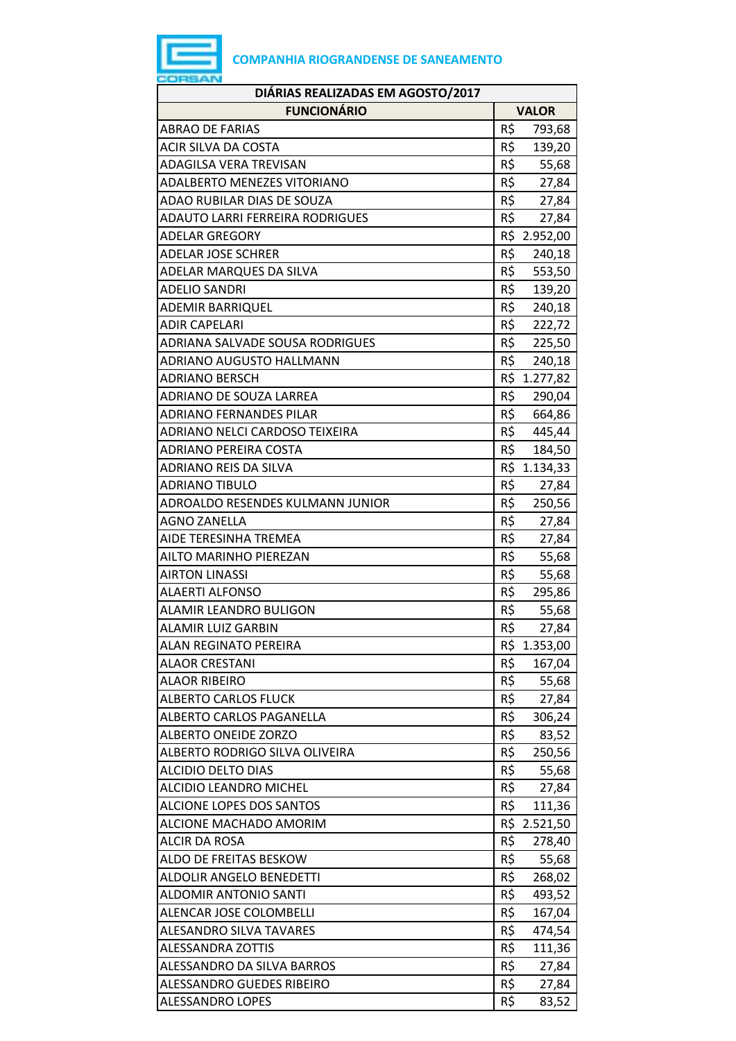**COMPANHIA RIOGRANDENSE DE SANEAMENTO**

| DIÁRIAS REALIZADAS EM AGOSTO/2017 | |
|---|---|
| **FUNCIONÁRIO** | **VALOR** |
| ABRAO DE FARIAS | R$ 793,68 |
| ACIR SILVA DA COSTA | R$ 139,20 |
| ADAGILSA VERA TREVISAN | R$ 55,68 |
| ADALBERTO MENEZES VITORIANO | R$ 27,84 |
| ADAO RUBILAR DIAS DE SOUZA | R$ 27,84 |
| ADAUTO LARRI FERREIRA RODRIGUES | R$ 27,84 |
| ADELAR GREGORY | R$ 2.952,00 |
| ADELAR JOSE SCHRER | R$ 240,18 |
| ADELAR MARQUES DA SILVA | R$ 553,50 |
| ADELIO SANDRI | R$ 139,20 |
| ADEMIR BARRIQUEL | R$ 240,18 |
| ADIR CAPELARI | R$ 222,72 |
| ADRIANA SALVADE SOUSA RODRIGUES | R$ 225,50 |
| ADRIANO AUGUSTO HALLMANN | R$ 240,18 |
| ADRIANO BERSCH | R$ 1.277,82 |
| ADRIANO DE SOUZA LARREA | R$ 290,04 |
| ADRIANO FERNANDES PILAR | R$ 664,86 |
| ADRIANO NELCI CARDOSO TEIXEIRA | R$ 445,44 |
| ADRIANO PEREIRA COSTA | R$ 184,50 |
| ADRIANO REIS DA SILVA | R$ 1.134,33 |
| ADRIANO TIBULO | R$ 27,84 |
| ADROALDO RESENDES KULMANN JUNIOR | R$ 250,56 |
| AGNO ZANELLA | R$ 27,84 |
| AIDE TERESINHA TREMEA | R$ 27,84 |
| AILTO MARINHO PIEREZAN | R$ 55,68 |
| AIRTON LINASSI | R$ 55,68 |
| ALAERTI ALFONSO | R$ 295,86 |
| ALAMIR LEANDRO BULIGON | R$ 55,68 |
| ALAMIR LUIZ GARBIN | R$ 27,84 |
| ALAN REGINATO PEREIRA | R$ 1.353,00 |
| ALAOR CRESTANI | R$ 167,04 |
| ALAOR RIBEIRO | R$ 55,68 |
| ALBERTO CARLOS FLUCK | R$ 27,84 |
| ALBERTO CARLOS PAGANELLA | R$ 306,24 |
| ALBERTO ONEIDE ZORZO | R$ 83,52 |
| ALBERTO RODRIGO SILVA OLIVEIRA | R$ 250,56 |
| ALCIDIO DELTO DIAS | R$ 55,68 |
| ALCIDIO LEANDRO MICHEL | R$ 27,84 |
| ALCIONE LOPES DOS SANTOS | R$ 111,36 |
| ALCIONE MACHADO AMORIM | R$ 2.521,50 |
| ALCIR DA ROSA | R$ 278,40 |
| ALDO DE FREITAS BESKOW | R$ 55,68 |
| ALDOLIR ANGELO BENEDETTI | R$ 268,02 |
| ALDOMIR ANTONIO SANTI | R$ 493,52 |
| ALENCAR JOSE COLOMBELLI | R$ 167,04 |
| ALESANDRO SILVA TAVARES | R$ 474,54 |
| ALESSANDRA ZOTTIS | R$ 111,36 |
| ALESSANDRO DA SILVA BARROS | R$ 27,84 |
| ALESSANDRO GUEDES RIBEIRO | R$ 27,84 |
| ALESSANDRO LOPES | R$ 83,52 |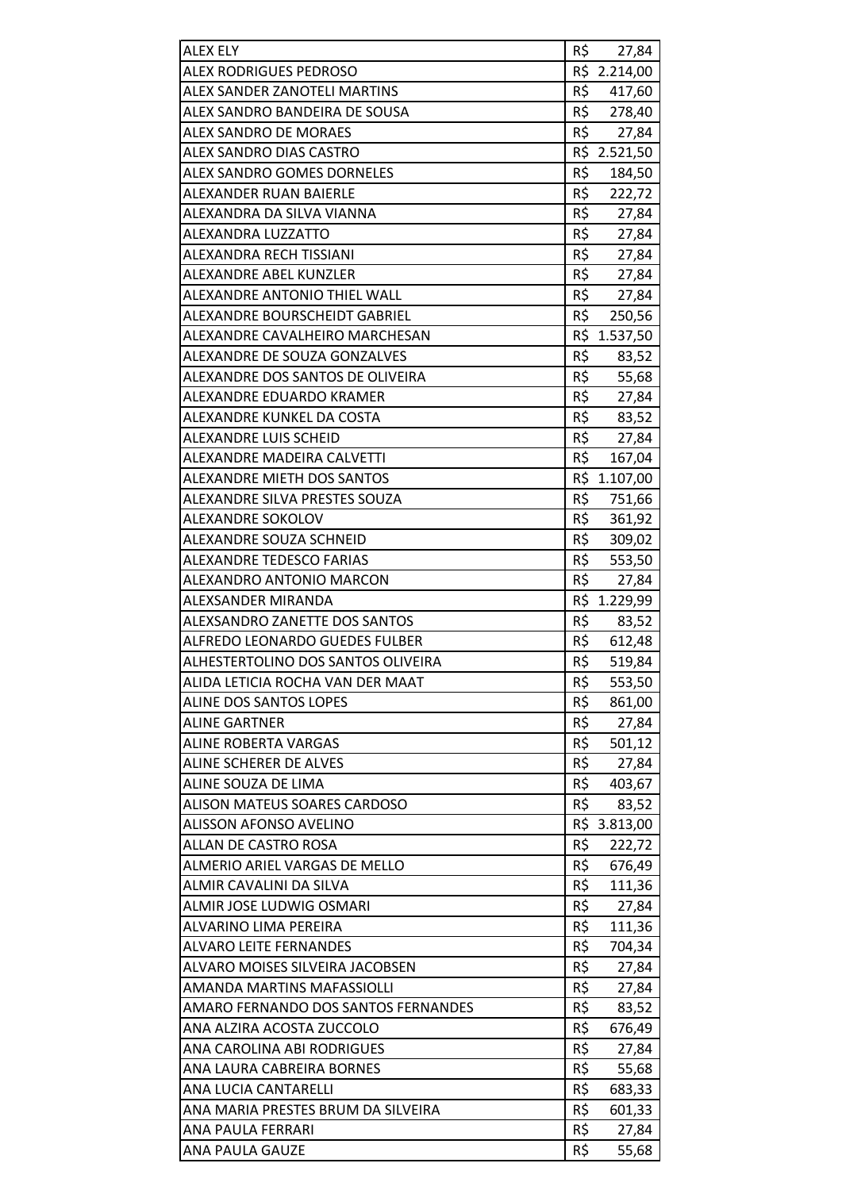| | |
|---|---|
| ALEX ELY | R$ 27,84 |
| ALEX RODRIGUES PEDROSO | R$ 2.214,00 |
| ALEX SANDER ZANOTELI MARTINS | R$ 417,60 |
| ALEX SANDRO BANDEIRA DE SOUSA | R$ 278,40 |
| ALEX SANDRO DE MORAES | R$ 27,84 |
| ALEX SANDRO DIAS CASTRO | R$ 2.521,50 |
| ALEX SANDRO GOMES DORNELES | R$ 184,50 |
| ALEXANDER RUAN BAIERLE | R$ 222,72 |
| ALEXANDRA DA SILVA VIANNA | R$ 27,84 |
| ALEXANDRA LUZZATTO | R$ 27,84 |
| ALEXANDRA RECH TISSIANI | R$ 27,84 |
| ALEXANDRE ABEL KUNZLER | R$ 27,84 |
| ALEXANDRE ANTONIO THIEL WALL | R$ 27,84 |
| ALEXANDRE BOURSCHEIDT GABRIEL | R$ 250,56 |
| ALEXANDRE CAVALHEIRO MARCHESAN | R$ 1.537,50 |
| ALEXANDRE DE SOUZA GONZALVES | R$ 83,52 |
| ALEXANDRE DOS SANTOS DE OLIVEIRA | R$ 55,68 |
| ALEXANDRE EDUARDO KRAMER | R$ 27,84 |
| ALEXANDRE KUNKEL DA COSTA | R$ 83,52 |
| ALEXANDRE LUIS SCHEID | R$ 27,84 |
| ALEXANDRE MADEIRA CALVETTI | R$ 167,04 |
| ALEXANDRE MIETH DOS SANTOS | R$ 1.107,00 |
| ALEXANDRE SILVA PRESTES SOUZA | R$ 751,66 |
| ALEXANDRE SOKOLOV | R$ 361,92 |
| ALEXANDRE SOUZA SCHNEID | R$ 309,02 |
| ALEXANDRE TEDESCO FARIAS | R$ 553,50 |
| ALEXANDRO ANTONIO MARCON | R$ 27,84 |
| ALEXSANDER MIRANDA | R$ 1.229,99 |
| ALEXSANDRO ZANETTE DOS SANTOS | R$ 83,52 |
| ALFREDO LEONARDO GUEDES FULBER | R$ 612,48 |
| ALHESTERTOLINO DOS SANTOS OLIVEIRA | R$ 519,84 |
| ALIDA LETICIA ROCHA VAN DER MAAT | R$ 553,50 |
| ALINE DOS SANTOS LOPES | R$ 861,00 |
| ALINE GARTNER | R$ 27,84 |
| ALINE ROBERTA VARGAS | R$ 501,12 |
| ALINE SCHERER DE ALVES | R$ 27,84 |
| ALINE SOUZA DE LIMA | R$ 403,67 |
| ALISON MATEUS SOARES CARDOSO | R$ 83,52 |
| ALISSON AFONSO AVELINO | R$ 3.813,00 |
| ALLAN DE CASTRO ROSA | R$ 222,72 |
| ALMERIO ARIEL VARGAS DE MELLO | R$ 676,49 |
| ALMIR CAVALINI DA SILVA | R$ 111,36 |
| ALMIR JOSE LUDWIG OSMARI | R$ 27,84 |
| ALVARINO LIMA PEREIRA | R$ 111,36 |
| ALVARO LEITE FERNANDES | R$ 704,34 |
| ALVARO MOISES SILVEIRA JACOBSEN | R$ 27,84 |
| AMANDA MARTINS MAFASSIOLLI | R$ 27,84 |
| AMARO FERNANDO DOS SANTOS FERNANDES | R$ 83,52 |
| ANA ALZIRA ACOSTA ZUCCOLO | R$ 676,49 |
| ANA CAROLINA ABI RODRIGUES | R$ 27,84 |
| ANA LAURA CABREIRA BORNES | R$ 55,68 |
| ANA LUCIA CANTARELLI | R$ 683,33 |
| ANA MARIA PRESTES BRUM DA SILVEIRA | R$ 601,33 |
| ANA PAULA FERRARI | R$ 27,84 |
| ANA PAULA GAUZE | R$ 55,68 |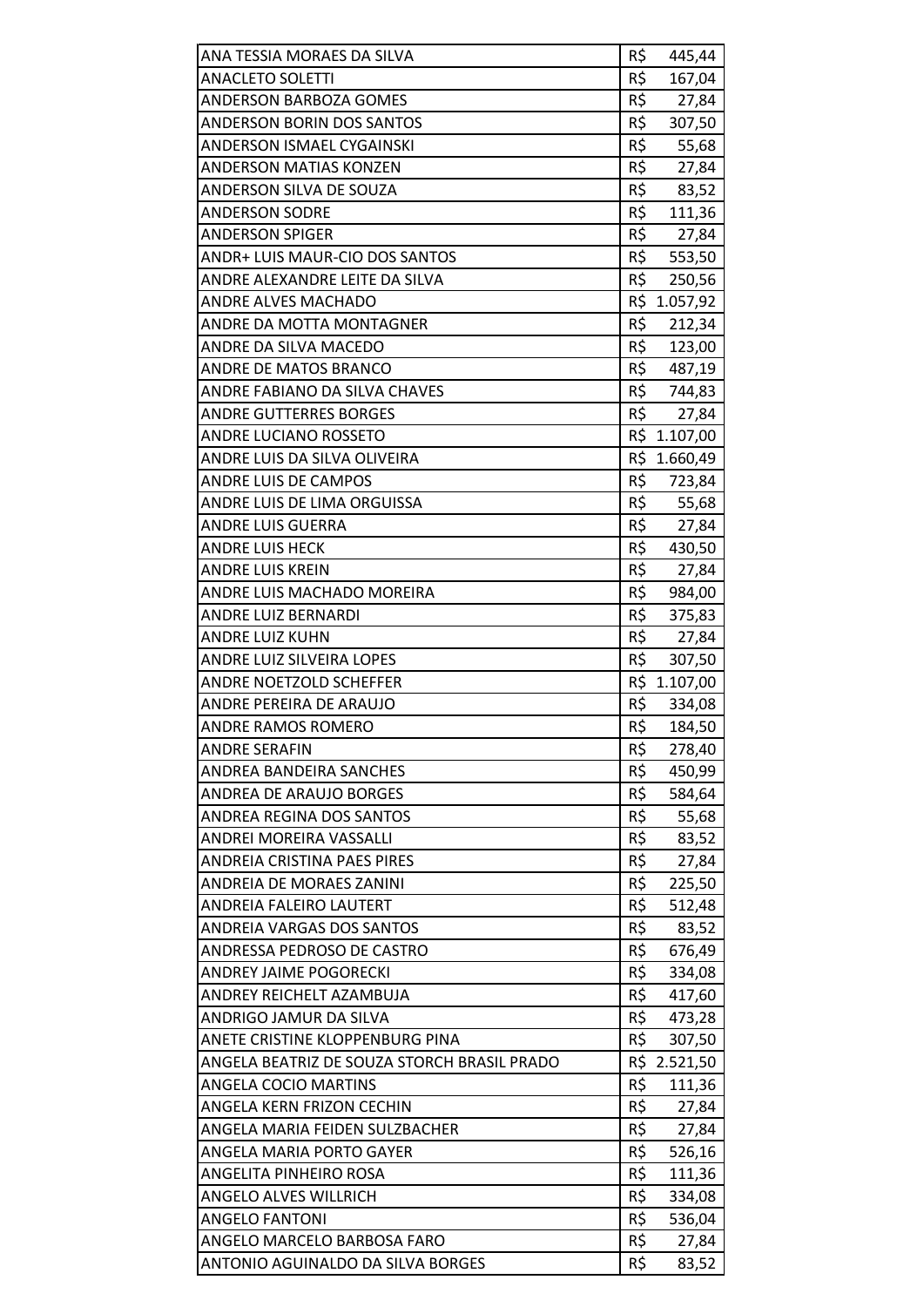| | |
|---|---|
| ANA TESSIA MORAES DA SILVA | R$ 445,44 |
| ANACLETO SOLETTI | R$ 167,04 |
| ANDERSON BARBOZA GOMES | R$ 27,84 |
| ANDERSON BORIN DOS SANTOS | R$ 307,50 |
| ANDERSON ISMAEL CYGAINSKI | R$ 55,68 |
| ANDERSON MATIAS KONZEN | R$ 27,84 |
| ANDERSON SILVA DE SOUZA | R$ 83,52 |
| ANDERSON SODRE | R$ 111,36 |
| ANDERSON SPIGER | R$ 27,84 |
| ANDR+ LUIS MAUR-CIO DOS SANTOS | R$ 553,50 |
| ANDRE ALEXANDRE LEITE DA SILVA | R$ 250,56 |
| ANDRE ALVES MACHADO | R$ 1.057,92 |
| ANDRE DA MOTTA MONTAGNER | R$ 212,34 |
| ANDRE DA SILVA MACEDO | R$ 123,00 |
| ANDRE DE MATOS BRANCO | R$ 487,19 |
| ANDRE FABIANO DA SILVA CHAVES | R$ 744,83 |
| ANDRE GUTTERRES BORGES | R$ 27,84 |
| ANDRE LUCIANO ROSSETO | R$ 1.107,00 |
| ANDRE LUIS DA SILVA OLIVEIRA | R$ 1.660,49 |
| ANDRE LUIS DE CAMPOS | R$ 723,84 |
| ANDRE LUIS DE LIMA ORGUISSA | R$ 55,68 |
| ANDRE LUIS GUERRA | R$ 27,84 |
| ANDRE LUIS HECK | R$ 430,50 |
| ANDRE LUIS KREIN | R$ 27,84 |
| ANDRE LUIS MACHADO MOREIRA | R$ 984,00 |
| ANDRE LUIZ BERNARDI | R$ 375,83 |
| ANDRE LUIZ KUHN | R$ 27,84 |
| ANDRE LUIZ SILVEIRA LOPES | R$ 307,50 |
| ANDRE NOETZOLD SCHEFFER | R$ 1.107,00 |
| ANDRE PEREIRA DE ARAUJO | R$ 334,08 |
| ANDRE RAMOS ROMERO | R$ 184,50 |
| ANDRE SERAFIN | R$ 278,40 |
| ANDREA BANDEIRA SANCHES | R$ 450,99 |
| ANDREA DE ARAUJO BORGES | R$ 584,64 |
| ANDREA REGINA DOS SANTOS | R$ 55,68 |
| ANDREI MOREIRA VASSALLI | R$ 83,52 |
| ANDREIA CRISTINA PAES PIRES | R$ 27,84 |
| ANDREIA DE MORAES ZANINI | R$ 225,50 |
| ANDREIA FALEIRO LAUTERT | R$ 512,48 |
| ANDREIA VARGAS DOS SANTOS | R$ 83,52 |
| ANDRESSA PEDROSO DE CASTRO | R$ 676,49 |
| ANDREY JAIME POGORECKI | R$ 334,08 |
| ANDREY REICHELT AZAMBUJA | R$ 417,60 |
| ANDRIGO JAMUR DA SILVA | R$ 473,28 |
| ANETE CRISTINE KLOPPENBURG PINA | R$ 307,50 |
| ANGELA BEATRIZ DE SOUZA STORCH BRASIL PRADO | R$ 2.521,50 |
| ANGELA COCIO MARTINS | R$ 111,36 |
| ANGELA KERN FRIZON CECHIN | R$ 27,84 |
| ANGELA MARIA FEIDEN SULZBACHER | R$ 27,84 |
| ANGELA MARIA PORTO GAYER | R$ 526,16 |
| ANGELITA PINHEIRO ROSA | R$ 111,36 |
| ANGELO ALVES WILLRICH | R$ 334,08 |
| ANGELO FANTONI | R$ 536,04 |
| ANGELO MARCELO BARBOSA FARO | R$ 27,84 |
| ANTONIO AGUINALDO DA SILVA BORGES | R$ 83,52 |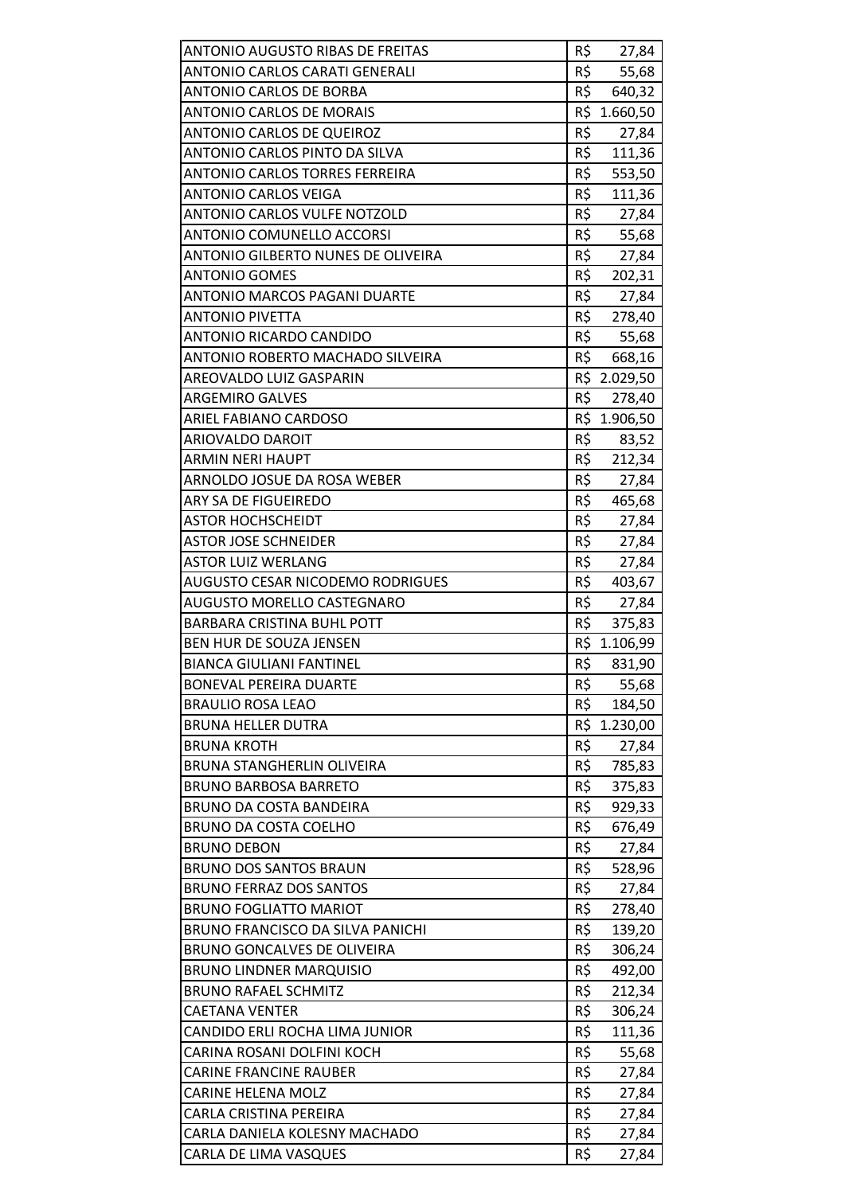| ANTONIO AUGUSTO RIBAS DE FREITAS | R$ 27,84 |
|---|---|
| ANTONIO CARLOS CARATI GENERALI | R$ 55,68 |
| ANTONIO CARLOS DE BORBA | R$ 640,32 |
| ANTONIO CARLOS DE MORAIS | R$ 1.660,50 |
| ANTONIO CARLOS DE QUEIROZ | R$ 27,84 |
| ANTONIO CARLOS PINTO DA SILVA | R$ 111,36 |
| ANTONIO CARLOS TORRES FERREIRA | R$ 553,50 |
| ANTONIO CARLOS VEIGA | R$ 111,36 |
| ANTONIO CARLOS VULFE NOTZOLD | R$ 27,84 |
| ANTONIO COMUNELLO ACCORSI | R$ 55,68 |
| ANTONIO GILBERTO NUNES DE OLIVEIRA | R$ 27,84 |
| ANTONIO GOMES | R$ 202,31 |
| ANTONIO MARCOS PAGANI DUARTE | R$ 27,84 |
| ANTONIO PIVETTA | R$ 278,40 |
| ANTONIO RICARDO CANDIDO | R$ 55,68 |
| ANTONIO ROBERTO MACHADO SILVEIRA | R$ 668,16 |
| AREOVALDO LUIZ GASPARIN | R$ 2.029,50 |
| ARGEMIRO GALVES | R$ 278,40 |
| ARIEL FABIANO CARDOSO | R$ 1.906,50 |
| ARIOVALDO DAROIT | R$ 83,52 |
| ARMIN NERI HAUPT | R$ 212,34 |
| ARNOLDO JOSUE DA ROSA WEBER | R$ 27,84 |
| ARY SA DE FIGUEIREDO | R$ 465,68 |
| ASTOR HOCHSCHEIDT | R$ 27,84 |
| ASTOR JOSE SCHNEIDER | R$ 27,84 |
| ASTOR LUIZ WERLANG | R$ 27,84 |
| AUGUSTO CESAR NICODEMO RODRIGUES | R$ 403,67 |
| AUGUSTO MORELLO CASTEGNARO | R$ 27,84 |
| BARBARA CRISTINA BUHL POTT | R$ 375,83 |
| BEN HUR DE SOUZA JENSEN | R$ 1.106,99 |
| BIANCA GIULIANI FANTINEL | R$ 831,90 |
| BONEVAL PEREIRA DUARTE | R$ 55,68 |
| BRAULIO ROSA LEAO | R$ 184,50 |
| BRUNA HELLER DUTRA | R$ 1.230,00 |
| BRUNA KROTH | R$ 27,84 |
| BRUNA STANGHERLIN OLIVEIRA | R$ 785,83 |
| BRUNO BARBOSA BARRETO | R$ 375,83 |
| BRUNO DA COSTA BANDEIRA | R$ 929,33 |
| BRUNO DA COSTA COELHO | R$ 676,49 |
| BRUNO DEBON | R$ 27,84 |
| BRUNO DOS SANTOS BRAUN | R$ 528,96 |
| BRUNO FERRAZ DOS SANTOS | R$ 27,84 |
| BRUNO FOGLIATTO MARIOT | R$ 278,40 |
| BRUNO FRANCISCO DA SILVA PANICHI | R$ 139,20 |
| BRUNO GONCALVES DE OLIVEIRA | R$ 306,24 |
| BRUNO LINDNER MARQUISIO | R$ 492,00 |
| BRUNO RAFAEL SCHMITZ | R$ 212,34 |
| CAETANA VENTER | R$ 306,24 |
| CANDIDO ERLI ROCHA LIMA JUNIOR | R$ 111,36 |
| CARINA ROSANI DOLFINI KOCH | R$ 55,68 |
| CARINE FRANCINE RAUBER | R$ 27,84 |
| CARINE HELENA MOLZ | R$ 27,84 |
| CARLA CRISTINA PEREIRA | R$ 27,84 |
| CARLA DANIELA KOLESNY MACHADO | R$ 27,84 |
| CARLA DE LIMA VASQUES | R$ 27,84 |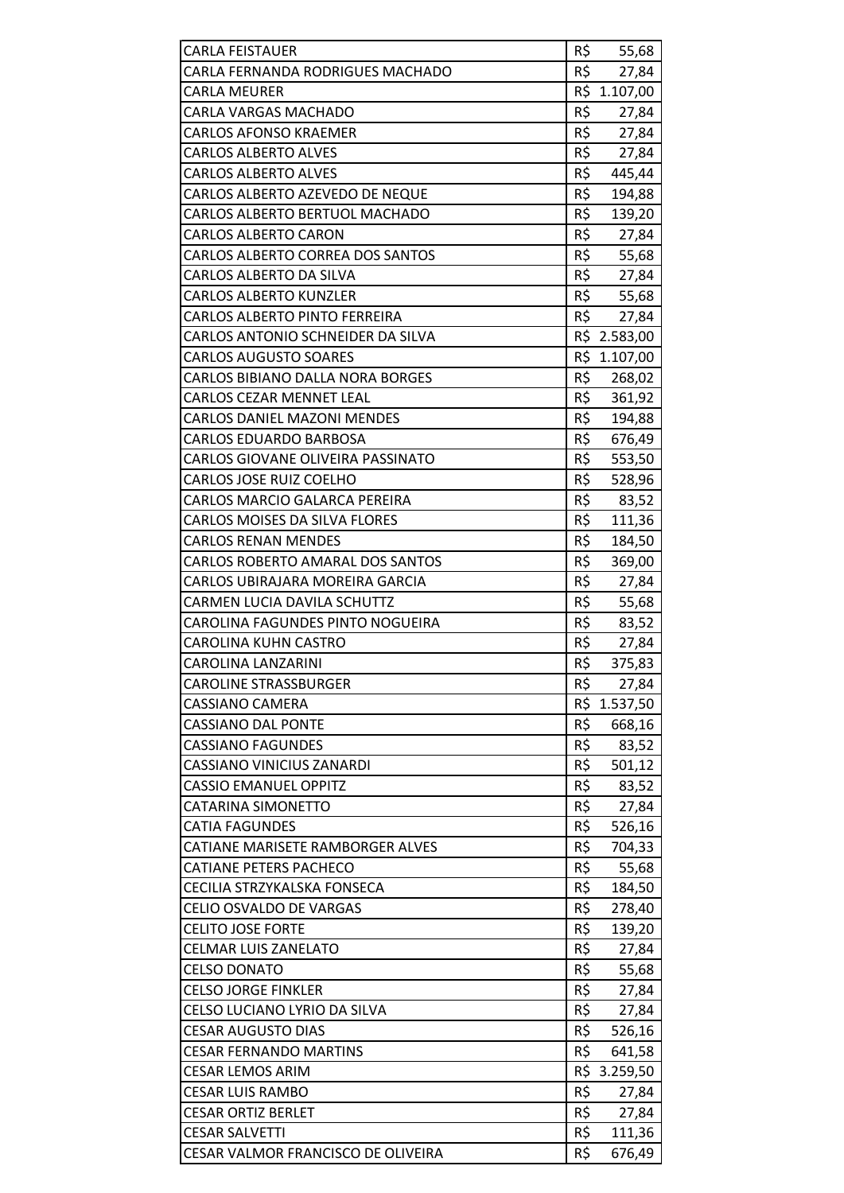| | |
|---|---|
| CARLA FEISTAUER | R$ 55,68 |
| CARLA FERNANDA RODRIGUES MACHADO | R$ 27,84 |
| CARLA MEURER | R$ 1.107,00 |
| CARLA VARGAS MACHADO | R$ 27,84 |
| CARLOS AFONSO KRAEMER | R$ 27,84 |
| CARLOS ALBERTO ALVES | R$ 27,84 |
| CARLOS ALBERTO ALVES | R$ 445,44 |
| CARLOS ALBERTO AZEVEDO DE NEQUE | R$ 194,88 |
| CARLOS ALBERTO BERTUOL MACHADO | R$ 139,20 |
| CARLOS ALBERTO CARON | R$ 27,84 |
| CARLOS ALBERTO CORREA DOS SANTOS | R$ 55,68 |
| CARLOS ALBERTO DA SILVA | R$ 27,84 |
| CARLOS ALBERTO KUNZLER | R$ 55,68 |
| CARLOS ALBERTO PINTO FERREIRA | R$ 27,84 |
| CARLOS ANTONIO SCHNEIDER DA SILVA | R$ 2.583,00 |
| CARLOS AUGUSTO SOARES | R$ 1.107,00 |
| CARLOS BIBIANO DALLA NORA BORGES | R$ 268,02 |
| CARLOS CEZAR MENNET LEAL | R$ 361,92 |
| CARLOS DANIEL MAZONI MENDES | R$ 194,88 |
| CARLOS EDUARDO BARBOSA | R$ 676,49 |
| CARLOS GIOVANE OLIVEIRA PASSINATO | R$ 553,50 |
| CARLOS JOSE RUIZ COELHO | R$ 528,96 |
| CARLOS MARCIO GALARCA PEREIRA | R$ 83,52 |
| CARLOS MOISES DA SILVA FLORES | R$ 111,36 |
| CARLOS RENAN MENDES | R$ 184,50 |
| CARLOS ROBERTO AMARAL DOS SANTOS | R$ 369,00 |
| CARLOS UBIRAJARA MOREIRA GARCIA | R$ 27,84 |
| CARMEN LUCIA DAVILA SCHUTTZ | R$ 55,68 |
| CAROLINA FAGUNDES PINTO NOGUEIRA | R$ 83,52 |
| CAROLINA KUHN CASTRO | R$ 27,84 |
| CAROLINA LANZARINI | R$ 375,83 |
| CAROLINE STRASSBURGER | R$ 27,84 |
| CASSIANO CAMERA | R$ 1.537,50 |
| CASSIANO DAL PONTE | R$ 668,16 |
| CASSIANO FAGUNDES | R$ 83,52 |
| CASSIANO VINICIUS ZANARDI | R$ 501,12 |
| CASSIO EMANUEL OPPITZ | R$ 83,52 |
| CATARINA SIMONETTO | R$ 27,84 |
| CATIA FAGUNDES | R$ 526,16 |
| CATIANE MARISETE RAMBORGER ALVES | R$ 704,33 |
| CATIANE PETERS PACHECO | R$ 55,68 |
| CECILIA STRZYKALSKA FONSECA | R$ 184,50 |
| CELIO OSVALDO DE VARGAS | R$ 278,40 |
| CELITO JOSE FORTE | R$ 139,20 |
| CELMAR LUIS ZANELATO | R$ 27,84 |
| CELSO DONATO | R$ 55,68 |
| CELSO JORGE FINKLER | R$ 27,84 |
| CELSO LUCIANO LYRIO DA SILVA | R$ 27,84 |
| CESAR AUGUSTO DIAS | R$ 526,16 |
| CESAR FERNANDO MARTINS | R$ 641,58 |
| CESAR LEMOS ARIM | R$ 3.259,50 |
| CESAR LUIS RAMBO | R$ 27,84 |
| CESAR ORTIZ BERLET | R$ 27,84 |
| CESAR SALVETTI | R$ 111,36 |
| CESAR VALMOR FRANCISCO DE OLIVEIRA | R$ 676,49 |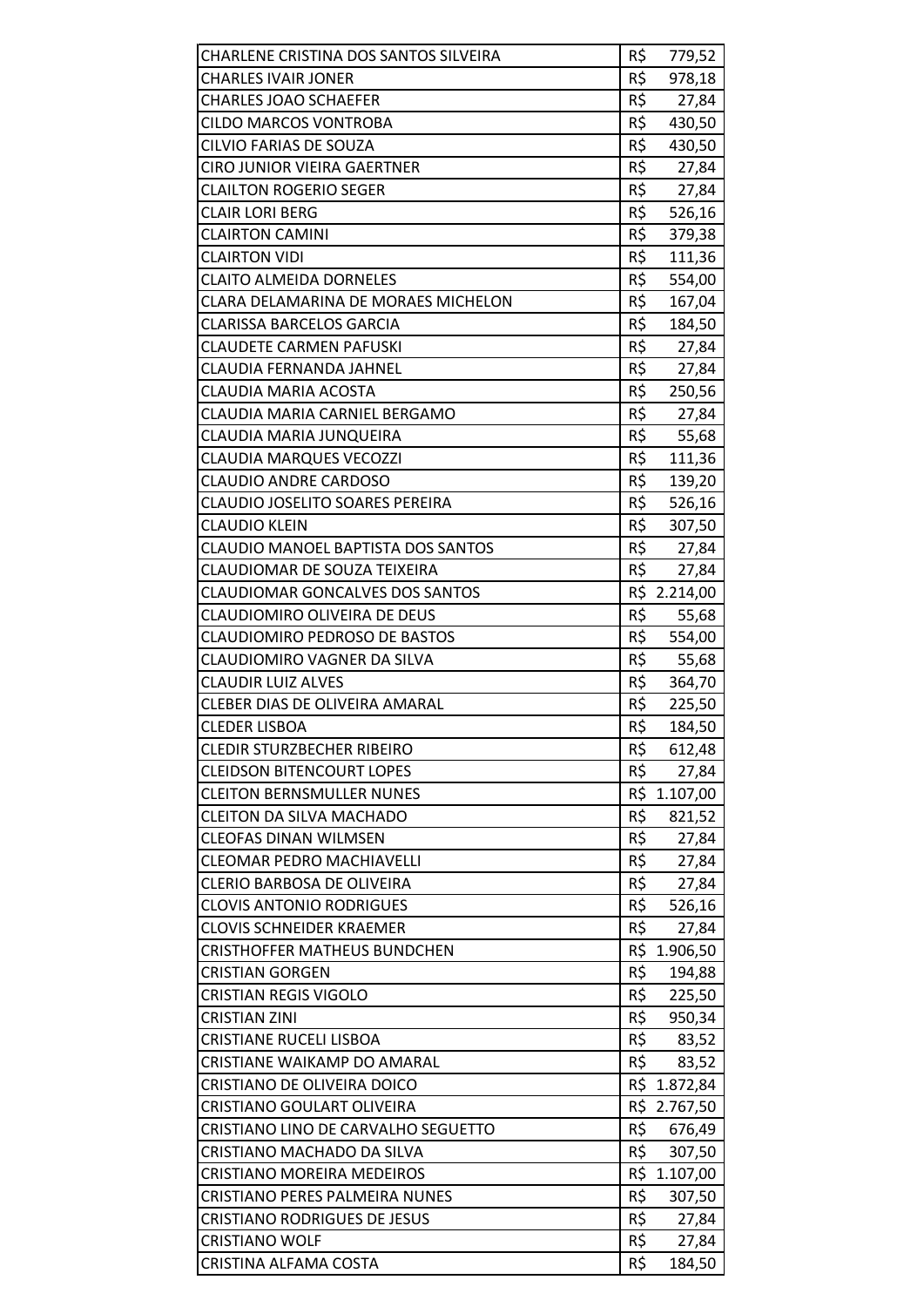| | |
|---|---|
| CHARLENE CRISTINA DOS SANTOS SILVEIRA | R$ 779,52 |
| CHARLES IVAIR JONER | R$ 978,18 |
| CHARLES JOAO SCHAEFER | R$ 27,84 |
| CILDO MARCOS VONTROBA | R$ 430,50 |
| CILVIO FARIAS DE SOUZA | R$ 430,50 |
| CIRO JUNIOR VIEIRA GAERTNER | R$ 27,84 |
| CLAILTON ROGERIO SEGER | R$ 27,84 |
| CLAIR LORI BERG | R$ 526,16 |
| CLAIRTON CAMINI | R$ 379,38 |
| CLAIRTON VIDI | R$ 111,36 |
| CLAITO ALMEIDA DORNELES | R$ 554,00 |
| CLARA DELAMARINA DE MORAES MICHELON | R$ 167,04 |
| CLARISSA BARCELOS GARCIA | R$ 184,50 |
| CLAUDETE CARMEN PAFUSKI | R$ 27,84 |
| CLAUDIA FERNANDA JAHNEL | R$ 27,84 |
| CLAUDIA MARIA ACOSTA | R$ 250,56 |
| CLAUDIA MARIA CARNIEL BERGAMO | R$ 27,84 |
| CLAUDIA MARIA JUNQUEIRA | R$ 55,68 |
| CLAUDIA MARQUES VECOZZI | R$ 111,36 |
| CLAUDIO ANDRE CARDOSO | R$ 139,20 |
| CLAUDIO JOSELITO SOARES PEREIRA | R$ 526,16 |
| CLAUDIO KLEIN | R$ 307,50 |
| CLAUDIO MANOEL BAPTISTA DOS SANTOS | R$ 27,84 |
| CLAUDIOMAR DE SOUZA TEIXEIRA | R$ 27,84 |
| CLAUDIOMAR GONCALVES DOS SANTOS | R$ 2.214,00 |
| CLAUDIOMIRO OLIVEIRA DE DEUS | R$ 55,68 |
| CLAUDIOMIRO PEDROSO DE BASTOS | R$ 554,00 |
| CLAUDIOMIRO VAGNER DA SILVA | R$ 55,68 |
| CLAUDIR LUIZ ALVES | R$ 364,70 |
| CLEBER DIAS DE OLIVEIRA AMARAL | R$ 225,50 |
| CLEDER LISBOA | R$ 184,50 |
| CLEDIR STURZBECHER RIBEIRO | R$ 612,48 |
| CLEIDSON BITENCOURT LOPES | R$ 27,84 |
| CLEITON BERNSMULLER NUNES | R$ 1.107,00 |
| CLEITON DA SILVA MACHADO | R$ 821,52 |
| CLEOFAS DINAN WILMSEN | R$ 27,84 |
| CLEOMAR PEDRO MACHIAVELLI | R$ 27,84 |
| CLERIO BARBOSA DE OLIVEIRA | R$ 27,84 |
| CLOVIS ANTONIO RODRIGUES | R$ 526,16 |
| CLOVIS SCHNEIDER KRAEMER | R$ 27,84 |
| CRISTHOFFER MATHEUS BUNDCHEN | R$ 1.906,50 |
| CRISTIAN GORGEN | R$ 194,88 |
| CRISTIAN REGIS VIGOLO | R$ 225,50 |
| CRISTIAN ZINI | R$ 950,34 |
| CRISTIANE RUCELI LISBOA | R$ 83,52 |
| CRISTIANE WAIKAMP DO AMARAL | R$ 83,52 |
| CRISTIANO DE OLIVEIRA DOICO | R$ 1.872,84 |
| CRISTIANO GOULART OLIVEIRA | R$ 2.767,50 |
| CRISTIANO LINO DE CARVALHO SEGUETTO | R$ 676,49 |
| CRISTIANO MACHADO DA SILVA | R$ 307,50 |
| CRISTIANO MOREIRA MEDEIROS | R$ 1.107,00 |
| CRISTIANO PERES PALMEIRA NUNES | R$ 307,50 |
| CRISTIANO RODRIGUES DE JESUS | R$ 27,84 |
| CRISTIANO WOLF | R$ 27,84 |
| CRISTINA ALFAMA COSTA | R$ 184,50 |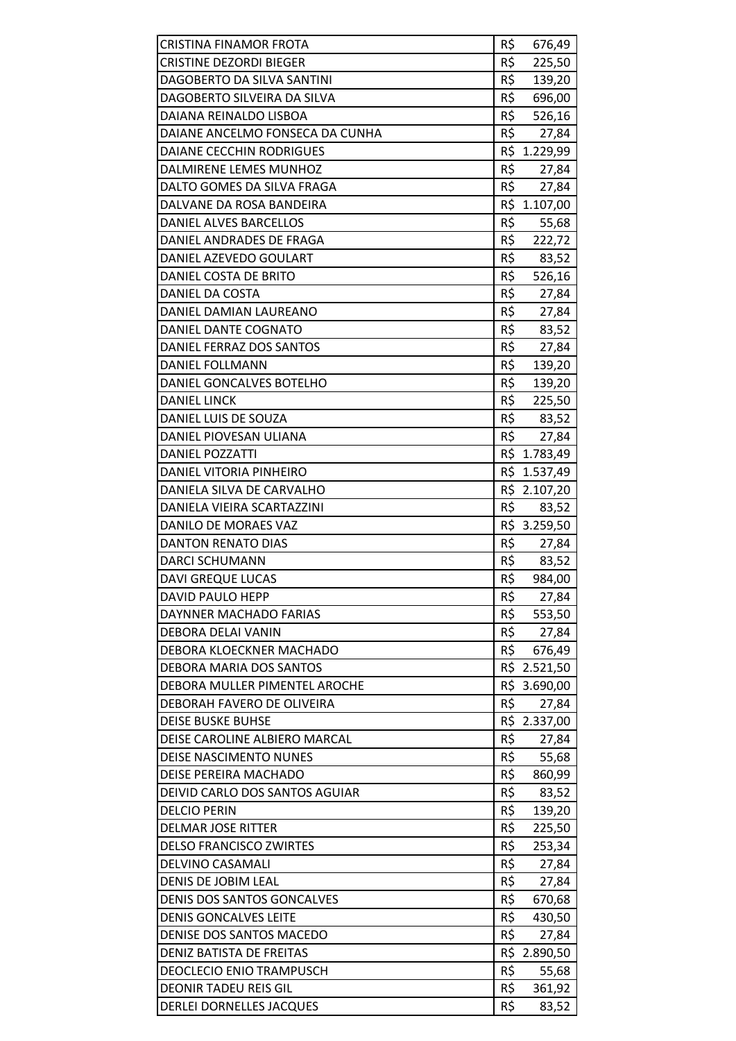| | |
|---|---|
| CRISTINA FINAMOR FROTA | R$ 676,49 |
| CRISTINE DEZORDI BIEGER | R$ 225,50 |
| DAGOBERTO DA SILVA SANTINI | R$ 139,20 |
| DAGOBERTO SILVEIRA DA SILVA | R$ 696,00 |
| DAIANA REINALDO LISBOA | R$ 526,16 |
| DAIANE ANCELMO FONSECA DA CUNHA | R$ 27,84 |
| DAIANE CECCHIN RODRIGUES | R$ 1.229,99 |
| DALMIRENE LEMES MUNHOZ | R$ 27,84 |
| DALTO GOMES DA SILVA FRAGA | R$ 27,84 |
| DALVANE DA ROSA BANDEIRA | R$ 1.107,00 |
| DANIEL ALVES BARCELLOS | R$ 55,68 |
| DANIEL ANDRADES DE FRAGA | R$ 222,72 |
| DANIEL AZEVEDO GOULART | R$ 83,52 |
| DANIEL COSTA DE BRITO | R$ 526,16 |
| DANIEL DA COSTA | R$ 27,84 |
| DANIEL DAMIAN LAUREANO | R$ 27,84 |
| DANIEL DANTE COGNATO | R$ 83,52 |
| DANIEL FERRAZ DOS SANTOS | R$ 27,84 |
| DANIEL FOLLMANN | R$ 139,20 |
| DANIEL GONCALVES BOTELHO | R$ 139,20 |
| DANIEL LINCK | R$ 225,50 |
| DANIEL LUIS DE SOUZA | R$ 83,52 |
| DANIEL PIOVESAN ULIANA | R$ 27,84 |
| DANIEL POZZATTI | R$ 1.783,49 |
| DANIEL VITORIA PINHEIRO | R$ 1.537,49 |
| DANIELA SILVA DE CARVALHO | R$ 2.107,20 |
| DANIELA VIEIRA SCARTAZZINI | R$ 83,52 |
| DANILO DE MORAES VAZ | R$ 3.259,50 |
| DANTON RENATO DIAS | R$ 27,84 |
| DARCI SCHUMANN | R$ 83,52 |
| DAVI GREQUE LUCAS | R$ 984,00 |
| DAVID PAULO HEPP | R$ 27,84 |
| DAYNNER MACHADO FARIAS | R$ 553,50 |
| DEBORA DELAI VANIN | R$ 27,84 |
| DEBORA KLOECKNER MACHADO | R$ 676,49 |
| DEBORA MARIA DOS SANTOS | R$ 2.521,50 |
| DEBORA MULLER PIMENTEL AROCHE | R$ 3.690,00 |
| DEBORAH FAVERO DE OLIVEIRA | R$ 27,84 |
| DEISE BUSKE BUHSE | R$ 2.337,00 |
| DEISE CAROLINE ALBIERO MARCAL | R$ 27,84 |
| DEISE NASCIMENTO NUNES | R$ 55,68 |
| DEISE PEREIRA MACHADO | R$ 860,99 |
| DEIVID CARLO DOS SANTOS AGUIAR | R$ 83,52 |
| DELCIO PERIN | R$ 139,20 |
| DELMAR JOSE RITTER | R$ 225,50 |
| DELSO FRANCISCO ZWIRTES | R$ 253,34 |
| DELVINO CASAMALI | R$ 27,84 |
| DENIS DE JOBIM LEAL | R$ 27,84 |
| DENIS DOS SANTOS GONCALVES | R$ 670,68 |
| DENIS GONCALVES LEITE | R$ 430,50 |
| DENISE DOS SANTOS MACEDO | R$ 27,84 |
| DENIZ BATISTA DE FREITAS | R$ 2.890,50 |
| DEOCLECIO ENIO TRAMPUSCH | R$ 55,68 |
| DEONIR TADEU REIS GIL | R$ 361,92 |
| DERLEI DORNELLES JACQUES | R$ 83,52 |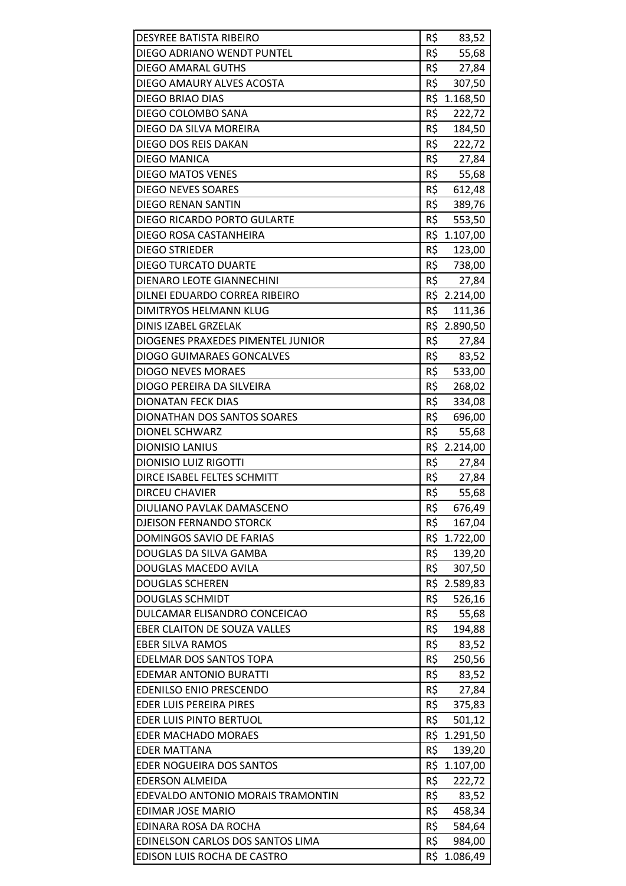| | |
|---|---|
| DESYREE BATISTA RIBEIRO | R$ 83,52 |
| DIEGO ADRIANO WENDT PUNTEL | R$ 55,68 |
| DIEGO AMARAL GUTHS | R$ 27,84 |
| DIEGO AMAURY ALVES ACOSTA | R$ 307,50 |
| DIEGO BRIAO DIAS | R$ 1.168,50 |
| DIEGO COLOMBO SANA | R$ 222,72 |
| DIEGO DA SILVA MOREIRA | R$ 184,50 |
| DIEGO DOS REIS DAKAN | R$ 222,72 |
| DIEGO MANICA | R$ 27,84 |
| DIEGO MATOS VENES | R$ 55,68 |
| DIEGO NEVES SOARES | R$ 612,48 |
| DIEGO RENAN SANTIN | R$ 389,76 |
| DIEGO RICARDO PORTO GULARTE | R$ 553,50 |
| DIEGO ROSA CASTANHEIRA | R$ 1.107,00 |
| DIEGO STRIEDER | R$ 123,00 |
| DIEGO TURCATO DUARTE | R$ 738,00 |
| DIENARO LEOTE GIANNECHINI | R$ 27,84 |
| DILNEI EDUARDO CORREA RIBEIRO | R$ 2.214,00 |
| DIMITRYOS HELMANN KLUG | R$ 111,36 |
| DINIS IZABEL GRZELAK | R$ 2.890,50 |
| DIOGENES PRAXEDES PIMENTEL JUNIOR | R$ 27,84 |
| DIOGO GUIMARAES GONCALVES | R$ 83,52 |
| DIOGO NEVES MORAES | R$ 533,00 |
| DIOGO PEREIRA DA SILVEIRA | R$ 268,02 |
| DIONATAN FECK DIAS | R$ 334,08 |
| DIONATHAN DOS SANTOS SOARES | R$ 696,00 |
| DIONEL SCHWARZ | R$ 55,68 |
| DIONISIO LANIUS | R$ 2.214,00 |
| DIONISIO LUIZ RIGOTTI | R$ 27,84 |
| DIRCE ISABEL FELTES SCHMITT | R$ 27,84 |
| DIRCEU CHAVIER | R$ 55,68 |
| DIULIANO PAVLAK DAMASCENO | R$ 676,49 |
| DJEISON FERNANDO STORCK | R$ 167,04 |
| DOMINGOS SAVIO DE FARIAS | R$ 1.722,00 |
| DOUGLAS DA SILVA GAMBA | R$ 139,20 |
| DOUGLAS MACEDO AVILA | R$ 307,50 |
| DOUGLAS SCHEREN | R$ 2.589,83 |
| DOUGLAS SCHMIDT | R$ 526,16 |
| DULCAMAR ELISANDRO CONCEICAO | R$ 55,68 |
| EBER CLAITON DE SOUZA VALLES | R$ 194,88 |
| EBER SILVA RAMOS | R$ 83,52 |
| EDELMAR DOS SANTOS TOPA | R$ 250,56 |
| EDEMAR ANTONIO BURATTI | R$ 83,52 |
| EDENILSO ENIO PRESCENDO | R$ 27,84 |
| EDER LUIS PEREIRA PIRES | R$ 375,83 |
| EDER LUIS PINTO BERTUOL | R$ 501,12 |
| EDER MACHADO MORAES | R$ 1.291,50 |
| EDER MATTANA | R$ 139,20 |
| EDER NOGUEIRA DOS SANTOS | R$ 1.107,00 |
| EDERSON ALMEIDA | R$ 222,72 |
| EDEVALDO ANTONIO MORAIS TRAMONTIN | R$ 83,52 |
| EDIMAR JOSE MARIO | R$ 458,34 |
| EDINARA ROSA DA ROCHA | R$ 584,64 |
| EDINELSON CARLOS DOS SANTOS LIMA | R$ 984,00 |
| EDISON LUIS ROCHA DE CASTRO | R$ 1.086,49 |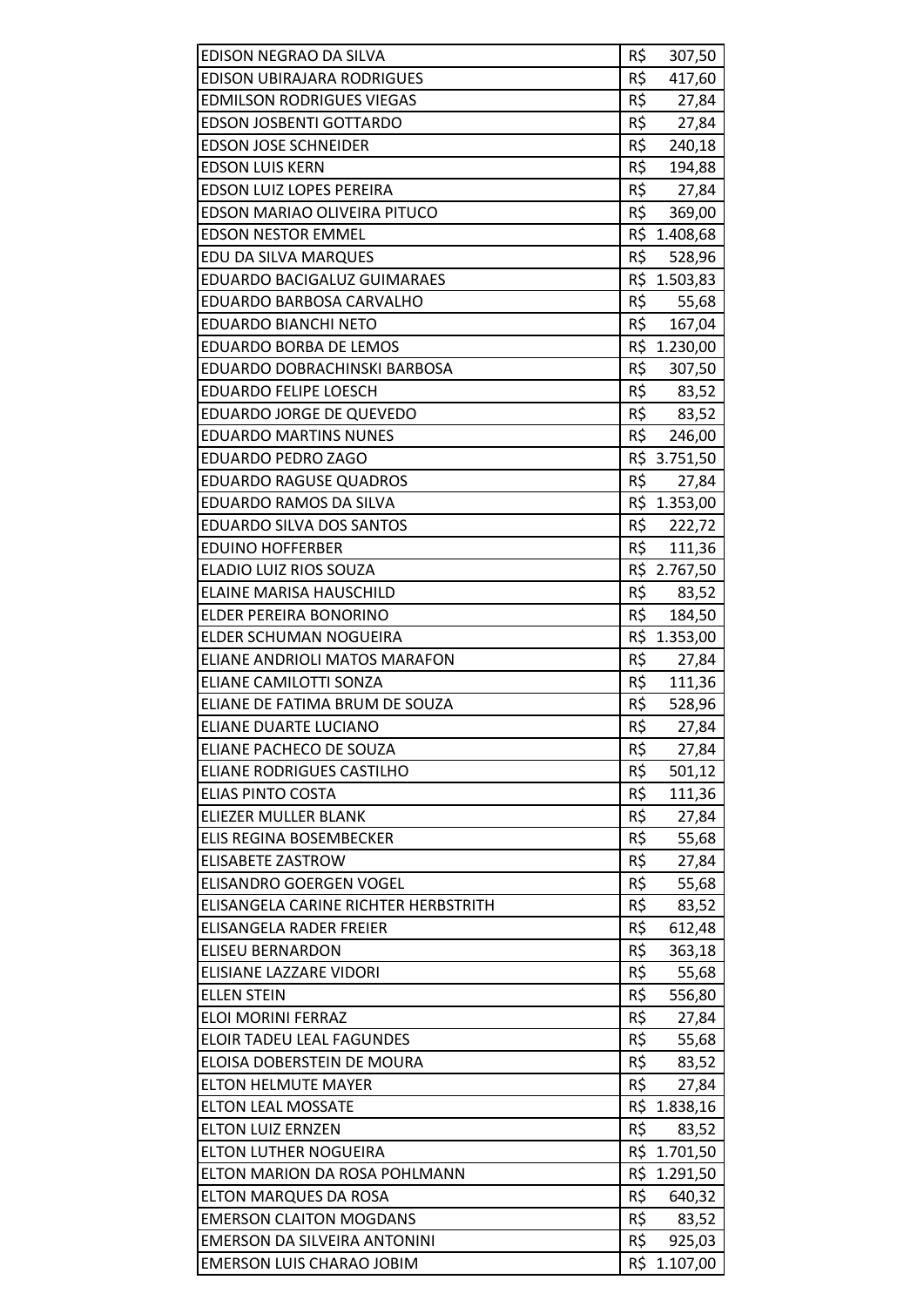| | |
|---|---|
| EDISON NEGRAO DA SILVA | R$ 307,50 |
| EDISON UBIRAJARA RODRIGUES | R$ 417,60 |
| EDMILSON RODRIGUES VIEGAS | R$ 27,84 |
| EDSON JOSBENTI GOTTARDO | R$ 27,84 |
| EDSON JOSE SCHNEIDER | R$ 240,18 |
| EDSON LUIS KERN | R$ 194,88 |
| EDSON LUIZ LOPES PEREIRA | R$ 27,84 |
| EDSON MARIAO OLIVEIRA PITUCO | R$ 369,00 |
| EDSON NESTOR EMMEL | R$ 1.408,68 |
| EDU DA SILVA MARQUES | R$ 528,96 |
| EDUARDO BACIGALUZ GUIMARAES | R$ 1.503,83 |
| EDUARDO BARBOSA CARVALHO | R$ 55,68 |
| EDUARDO BIANCHI NETO | R$ 167,04 |
| EDUARDO BORBA DE LEMOS | R$ 1.230,00 |
| EDUARDO DOBRACHINSKI BARBOSA | R$ 307,50 |
| EDUARDO FELIPE LOESCH | R$ 83,52 |
| EDUARDO JORGE DE QUEVEDO | R$ 83,52 |
| EDUARDO MARTINS NUNES | R$ 246,00 |
| EDUARDO PEDRO ZAGO | R$ 3.751,50 |
| EDUARDO RAGUSE QUADROS | R$ 27,84 |
| EDUARDO RAMOS DA SILVA | R$ 1.353,00 |
| EDUARDO SILVA DOS SANTOS | R$ 222,72 |
| EDUINO HOFFERBER | R$ 111,36 |
| ELADIO LUIZ RIOS SOUZA | R$ 2.767,50 |
| ELAINE MARISA HAUSCHILD | R$ 83,52 |
| ELDER PEREIRA BONORINO | R$ 184,50 |
| ELDER SCHUMAN NOGUEIRA | R$ 1.353,00 |
| ELIANE ANDRIOLI MATOS MARAFON | R$ 27,84 |
| ELIANE CAMILOTTI SONZA | R$ 111,36 |
| ELIANE DE FATIMA BRUM DE SOUZA | R$ 528,96 |
| ELIANE DUARTE LUCIANO | R$ 27,84 |
| ELIANE PACHECO DE SOUZA | R$ 27,84 |
| ELIANE RODRIGUES CASTILHO | R$ 501,12 |
| ELIAS PINTO COSTA | R$ 111,36 |
| ELIEZER MULLER BLANK | R$ 27,84 |
| ELIS REGINA BOSEMBECKER | R$ 55,68 |
| ELISABETE ZASTROW | R$ 27,84 |
| ELISANDRO GOERGEN VOGEL | R$ 55,68 |
| ELISANGELA CARINE RICHTER HERBSTRITH | R$ 83,52 |
| ELISANGELA RADER FREIER | R$ 612,48 |
| ELISEU BERNARDON | R$ 363,18 |
| ELISIANE LAZZARE VIDORI | R$ 55,68 |
| ELLEN STEIN | R$ 556,80 |
| ELOI MORINI FERRAZ | R$ 27,84 |
| ELOIR TADEU LEAL FAGUNDES | R$ 55,68 |
| ELOISA DOBERSTEIN DE MOURA | R$ 83,52 |
| ELTON HELMUTE MAYER | R$ 27,84 |
| ELTON LEAL MOSSATE | R$ 1.838,16 |
| ELTON LUIZ ERNZEN | R$ 83,52 |
| ELTON LUTHER NOGUEIRA | R$ 1.701,50 |
| ELTON MARION DA ROSA POHLMANN | R$ 1.291,50 |
| ELTON MARQUES DA ROSA | R$ 640,32 |
| EMERSON CLAITON MOGDANS | R$ 83,52 |
| EMERSON DA SILVEIRA ANTONINI | R$ 925,03 |
| EMERSON LUIS CHARAO JOBIM | R$ 1.107,00 |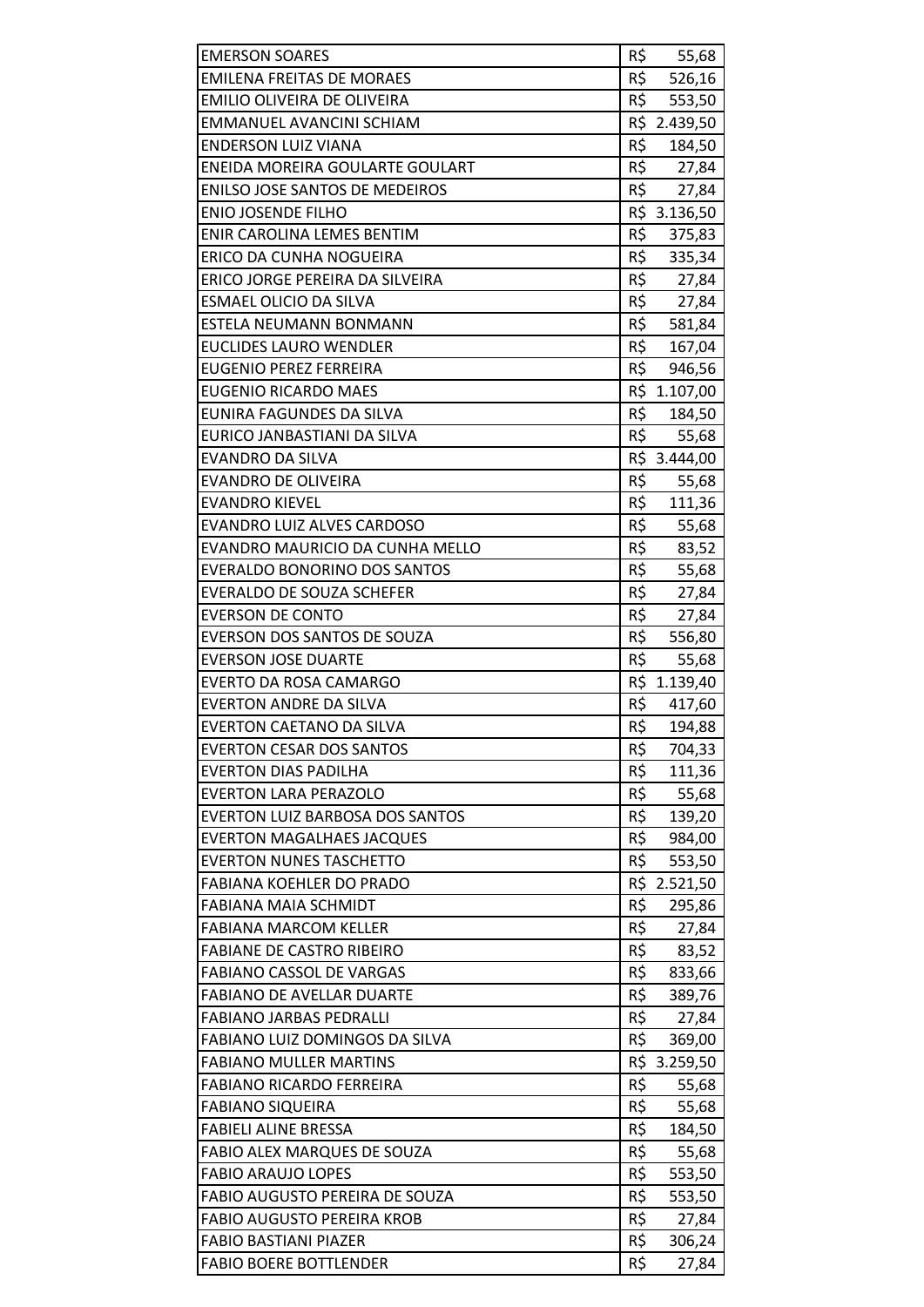| | |
|---|---|
| EMERSON SOARES | R$ 55,68 |
| EMILENA FREITAS DE MORAES | R$ 526,16 |
| EMILIO OLIVEIRA DE OLIVEIRA | R$ 553,50 |
| EMMANUEL AVANCINI SCHIAM | R$ 2.439,50 |
| ENDERSON LUIZ VIANA | R$ 184,50 |
| ENEIDA MOREIRA GOULARTE GOULART | R$ 27,84 |
| ENILSO JOSE SANTOS DE MEDEIROS | R$ 27,84 |
| ENIO JOSENDE FILHO | R$ 3.136,50 |
| ENIR CAROLINA LEMES BENTIM | R$ 375,83 |
| ERICO DA CUNHA NOGUEIRA | R$ 335,34 |
| ERICO JORGE PEREIRA DA SILVEIRA | R$ 27,84 |
| ESMAEL OLICIO DA SILVA | R$ 27,84 |
| ESTELA NEUMANN BONMANN | R$ 581,84 |
| EUCLIDES LAURO WENDLER | R$ 167,04 |
| EUGENIO PEREZ FERREIRA | R$ 946,56 |
| EUGENIO RICARDO MAES | R$ 1.107,00 |
| EUNIRA FAGUNDES DA SILVA | R$ 184,50 |
| EURICO JANBASTIANI DA SILVA | R$ 55,68 |
| EVANDRO DA SILVA | R$ 3.444,00 |
| EVANDRO DE OLIVEIRA | R$ 55,68 |
| EVANDRO KIEVEL | R$ 111,36 |
| EVANDRO LUIZ ALVES CARDOSO | R$ 55,68 |
| EVANDRO MAURICIO DA CUNHA MELLO | R$ 83,52 |
| EVERALDO BONORINO DOS SANTOS | R$ 55,68 |
| EVERALDO DE SOUZA SCHEFER | R$ 27,84 |
| EVERSON DE CONTO | R$ 27,84 |
| EVERSON DOS SANTOS DE SOUZA | R$ 556,80 |
| EVERSON JOSE DUARTE | R$ 55,68 |
| EVERTO DA ROSA CAMARGO | R$ 1.139,40 |
| EVERTON ANDRE DA SILVA | R$ 417,60 |
| EVERTON CAETANO DA SILVA | R$ 194,88 |
| EVERTON CESAR DOS SANTOS | R$ 704,33 |
| EVERTON DIAS PADILHA | R$ 111,36 |
| EVERTON LARA PERAZOLO | R$ 55,68 |
| EVERTON LUIZ BARBOSA DOS SANTOS | R$ 139,20 |
| EVERTON MAGALHAES JACQUES | R$ 984,00 |
| EVERTON NUNES TASCHETTO | R$ 553,50 |
| FABIANA KOEHLER DO PRADO | R$ 2.521,50 |
| FABIANA MAIA SCHMIDT | R$ 295,86 |
| FABIANA MARCOM KELLER | R$ 27,84 |
| FABIANE DE CASTRO RIBEIRO | R$ 83,52 |
| FABIANO CASSOL DE VARGAS | R$ 833,66 |
| FABIANO DE AVELLAR DUARTE | R$ 389,76 |
| FABIANO JARBAS PEDRALLI | R$ 27,84 |
| FABIANO LUIZ DOMINGOS DA SILVA | R$ 369,00 |
| FABIANO MULLER MARTINS | R$ 3.259,50 |
| FABIANO RICARDO FERREIRA | R$ 55,68 |
| FABIANO SIQUEIRA | R$ 55,68 |
| FABIELI ALINE BRESSA | R$ 184,50 |
| FABIO ALEX MARQUES DE SOUZA | R$ 55,68 |
| FABIO ARAUJO LOPES | R$ 553,50 |
| FABIO AUGUSTO PEREIRA DE SOUZA | R$ 553,50 |
| FABIO AUGUSTO PEREIRA KROB | R$ 27,84 |
| FABIO BASTIANI PIAZER | R$ 306,24 |
| FABIO BOERE BOTTLENDER | R$ 27,84 |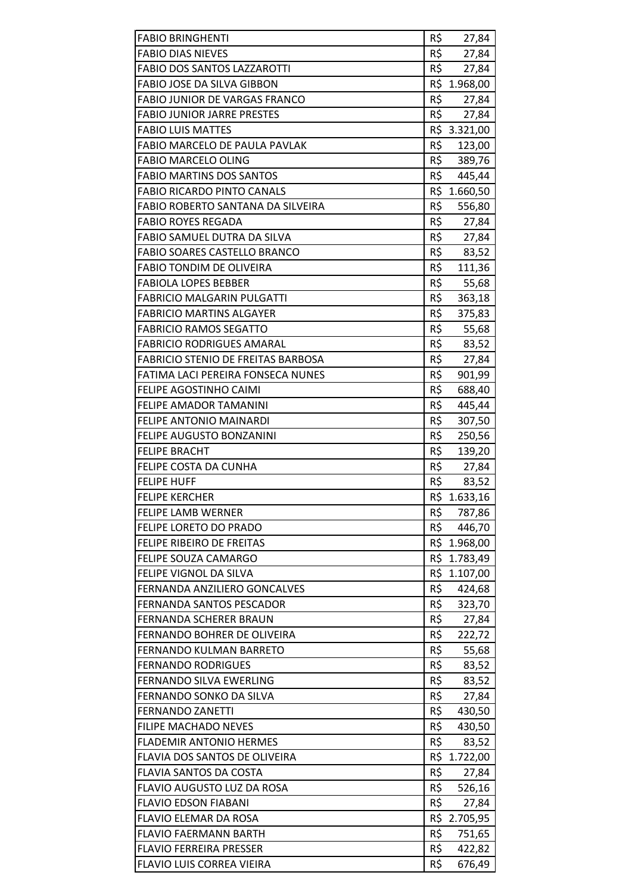| | |
|---|---|
| FABIO BRINGHENTI | R$ 27,84 |
| FABIO DIAS NIEVES | R$ 27,84 |
| FABIO DOS SANTOS LAZZAROTTI | R$ 27,84 |
| FABIO JOSE DA SILVA GIBBON | R$ 1.968,00 |
| FABIO JUNIOR DE VARGAS FRANCO | R$ 27,84 |
| FABIO JUNIOR JARRE PRESTES | R$ 27,84 |
| FABIO LUIS MATTES | R$ 3.321,00 |
| FABIO MARCELO DE PAULA PAVLAK | R$ 123,00 |
| FABIO MARCELO OLING | R$ 389,76 |
| FABIO MARTINS DOS SANTOS | R$ 445,44 |
| FABIO RICARDO PINTO CANALS | R$ 1.660,50 |
| FABIO ROBERTO SANTANA DA SILVEIRA | R$ 556,80 |
| FABIO ROYES REGADA | R$ 27,84 |
| FABIO SAMUEL DUTRA DA SILVA | R$ 27,84 |
| FABIO SOARES CASTELLO BRANCO | R$ 83,52 |
| FABIO TONDIM DE OLIVEIRA | R$ 111,36 |
| FABIOLA LOPES BEBBER | R$ 55,68 |
| FABRICIO MALGARIN PULGATTI | R$ 363,18 |
| FABRICIO MARTINS ALGAYER | R$ 375,83 |
| FABRICIO RAMOS SEGATTO | R$ 55,68 |
| FABRICIO RODRIGUES AMARAL | R$ 83,52 |
| FABRICIO STENIO DE FREITAS BARBOSA | R$ 27,84 |
| FATIMA LACI PEREIRA FONSECA NUNES | R$ 901,99 |
| FELIPE AGOSTINHO CAIMI | R$ 688,40 |
| FELIPE AMADOR TAMANINI | R$ 445,44 |
| FELIPE ANTONIO MAINARDI | R$ 307,50 |
| FELIPE AUGUSTO BONZANINI | R$ 250,56 |
| FELIPE BRACHT | R$ 139,20 |
| FELIPE COSTA DA CUNHA | R$ 27,84 |
| FELIPE HUFF | R$ 83,52 |
| FELIPE KERCHER | R$ 1.633,16 |
| FELIPE LAMB WERNER | R$ 787,86 |
| FELIPE LORETO DO PRADO | R$ 446,70 |
| FELIPE RIBEIRO DE FREITAS | R$ 1.968,00 |
| FELIPE SOUZA CAMARGO | R$ 1.783,49 |
| FELIPE VIGNOL DA SILVA | R$ 1.107,00 |
| FERNANDA ANZILIERO GONCALVES | R$ 424,68 |
| FERNANDA SANTOS PESCADOR | R$ 323,70 |
| FERNANDA SCHERER BRAUN | R$ 27,84 |
| FERNANDO BOHRER DE OLIVEIRA | R$ 222,72 |
| FERNANDO KULMAN BARRETO | R$ 55,68 |
| FERNANDO RODRIGUES | R$ 83,52 |
| FERNANDO SILVA EWERLING | R$ 83,52 |
| FERNANDO SONKO DA SILVA | R$ 27,84 |
| FERNANDO ZANETTI | R$ 430,50 |
| FILIPE MACHADO NEVES | R$ 430,50 |
| FLADEMIR ANTONIO HERMES | R$ 83,52 |
| FLAVIA DOS SANTOS DE OLIVEIRA | R$ 1.722,00 |
| FLAVIA SANTOS DA COSTA | R$ 27,84 |
| FLAVIO AUGUSTO LUZ DA ROSA | R$ 526,16 |
| FLAVIO EDSON FIABANI | R$ 27,84 |
| FLAVIO ELEMAR DA ROSA | R$ 2.705,95 |
| FLAVIO FAERMANN BARTH | R$ 751,65 |
| FLAVIO FERREIRA PRESSER | R$ 422,82 |
| FLAVIO LUIS CORREA VIEIRA | R$ 676,49 |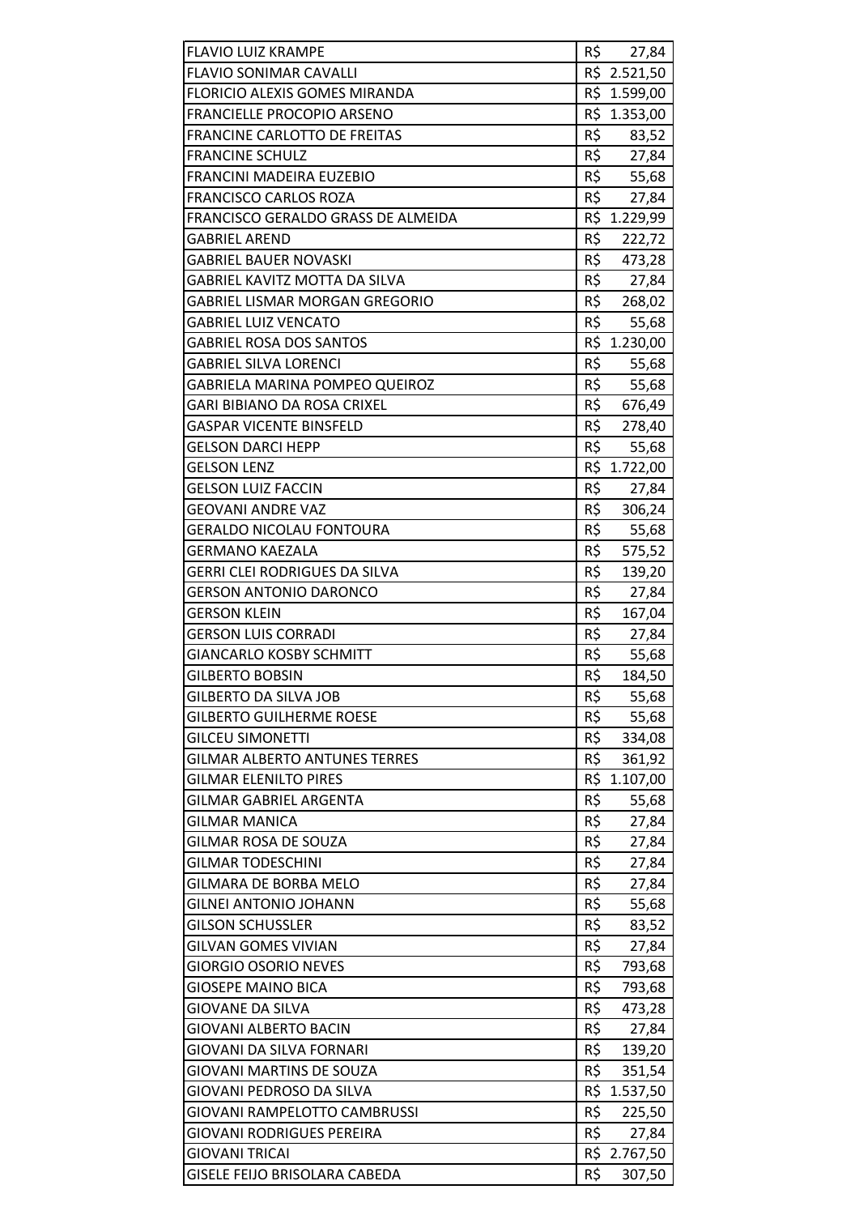| | |
|---|---|
| FLAVIO LUIZ KRAMPE | R$ 27,84 |
| FLAVIO SONIMAR CAVALLI | R$ 2.521,50 |
| FLORICIO ALEXIS GOMES MIRANDA | R$ 1.599,00 |
| FRANCIELLE PROCOPIO ARSENO | R$ 1.353,00 |
| FRANCINE CARLOTTO DE FREITAS | R$ 83,52 |
| FRANCINE SCHULZ | R$ 27,84 |
| FRANCINI MADEIRA EUZEBIO | R$ 55,68 |
| FRANCISCO CARLOS ROZA | R$ 27,84 |
| FRANCISCO GERALDO GRASS DE ALMEIDA | R$ 1.229,99 |
| GABRIEL AREND | R$ 222,72 |
| GABRIEL BAUER NOVASKI | R$ 473,28 |
| GABRIEL KAVITZ MOTTA DA SILVA | R$ 27,84 |
| GABRIEL LISMAR MORGAN GREGORIO | R$ 268,02 |
| GABRIEL LUIZ VENCATO | R$ 55,68 |
| GABRIEL ROSA DOS SANTOS | R$ 1.230,00 |
| GABRIEL SILVA LORENCI | R$ 55,68 |
| GABRIELA MARINA POMPEO QUEIROZ | R$ 55,68 |
| GARI BIBIANO DA ROSA CRIXEL | R$ 676,49 |
| GASPAR VICENTE BINSFELD | R$ 278,40 |
| GELSON DARCI HEPP | R$ 55,68 |
| GELSON LENZ | R$ 1.722,00 |
| GELSON LUIZ FACCIN | R$ 27,84 |
| GEOVANI ANDRE VAZ | R$ 306,24 |
| GERALDO NICOLAU FONTOURA | R$ 55,68 |
| GERMANO KAEZALA | R$ 575,52 |
| GERRI CLEI RODRIGUES DA SILVA | R$ 139,20 |
| GERSON ANTONIO DARONCO | R$ 27,84 |
| GERSON KLEIN | R$ 167,04 |
| GERSON LUIS CORRADI | R$ 27,84 |
| GIANCARLO KOSBY SCHMITT | R$ 55,68 |
| GILBERTO BOBSIN | R$ 184,50 |
| GILBERTO DA SILVA JOB | R$ 55,68 |
| GILBERTO GUILHERME ROESE | R$ 55,68 |
| GILCEU SIMONETTI | R$ 334,08 |
| GILMAR ALBERTO ANTUNES TERRES | R$ 361,92 |
| GILMAR ELENILTO PIRES | R$ 1.107,00 |
| GILMAR GABRIEL ARGENTA | R$ 55,68 |
| GILMAR MANICA | R$ 27,84 |
| GILMAR ROSA DE SOUZA | R$ 27,84 |
| GILMAR TODESCHINI | R$ 27,84 |
| GILMARA DE BORBA MELO | R$ 27,84 |
| GILNEI ANTONIO JOHANN | R$ 55,68 |
| GILSON SCHUSSLER | R$ 83,52 |
| GILVAN GOMES VIVIAN | R$ 27,84 |
| GIORGIO OSORIO NEVES | R$ 793,68 |
| GIOSEPE MAINO BICA | R$ 793,68 |
| GIOVANE DA SILVA | R$ 473,28 |
| GIOVANI ALBERTO BACIN | R$ 27,84 |
| GIOVANI DA SILVA FORNARI | R$ 139,20 |
| GIOVANI MARTINS DE SOUZA | R$ 351,54 |
| GIOVANI PEDROSO DA SILVA | R$ 1.537,50 |
| GIOVANI RAMPELOTTO CAMBRUSSI | R$ 225,50 |
| GIOVANI RODRIGUES PEREIRA | R$ 27,84 |
| GIOVANI TRICAI | R$ 2.767,50 |
| GISELE FEIJO BRISOLARA CABEDA | R$ 307,50 |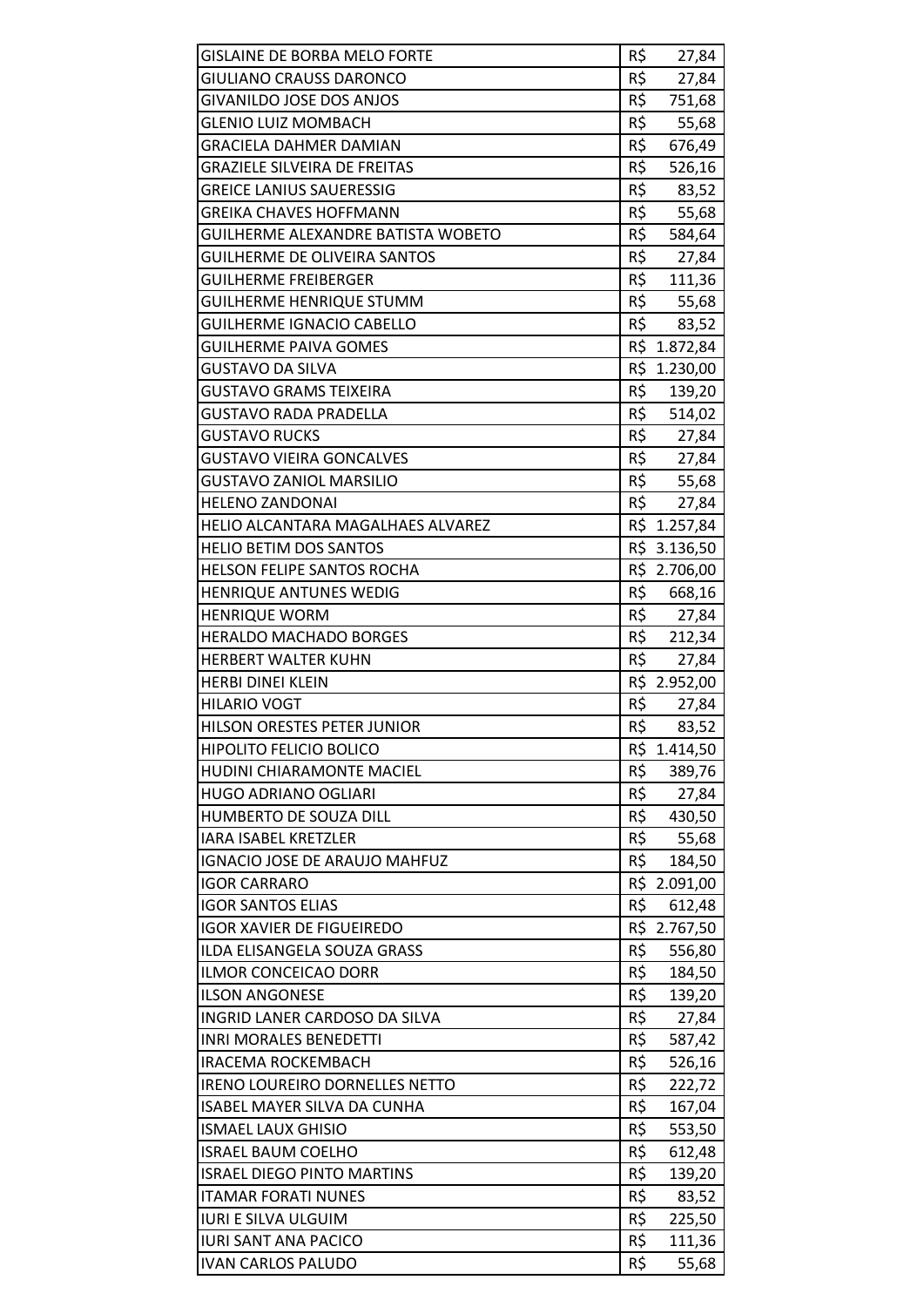| | | |
|---|---|---|
| GISLAINE DE BORBA MELO FORTE | R$ | 27,84 |
| GIULIANO CRAUSS DARONCO | R$ | 27,84 |
| GIVANILDO JOSE DOS ANJOS | R$ | 751,68 |
| GLENIO LUIZ MOMBACH | R$ | 55,68 |
| GRACIELA DAHMER DAMIAN | R$ | 676,49 |
| GRAZIELE SILVEIRA DE FREITAS | R$ | 526,16 |
| GREICE LANIUS SAUERESSIG | R$ | 83,52 |
| GREIKA CHAVES HOFFMANN | R$ | 55,68 |
| GUILHERME ALEXANDRE BATISTA WOBETO | R$ | 584,64 |
| GUILHERME DE OLIVEIRA SANTOS | R$ | 27,84 |
| GUILHERME FREIBERGER | R$ | 111,36 |
| GUILHERME HENRIQUE STUMM | R$ | 55,68 |
| GUILHERME IGNACIO CABELLO | R$ | 83,52 |
| GUILHERME PAIVA GOMES | R$ | 1.872,84 |
| GUSTAVO DA SILVA | R$ | 1.230,00 |
| GUSTAVO GRAMS TEIXEIRA | R$ | 139,20 |
| GUSTAVO RADA PRADELLA | R$ | 514,02 |
| GUSTAVO RUCKS | R$ | 27,84 |
| GUSTAVO VIEIRA GONCALVES | R$ | 27,84 |
| GUSTAVO ZANIOL MARSILIO | R$ | 55,68 |
| HELENO ZANDONAI | R$ | 27,84 |
| HELIO ALCANTARA MAGALHAES ALVAREZ | R$ | 1.257,84 |
| HELIO BETIM DOS SANTOS | R$ | 3.136,50 |
| HELSON FELIPE SANTOS ROCHA | R$ | 2.706,00 |
| HENRIQUE ANTUNES WEDIG | R$ | 668,16 |
| HENRIQUE WORM | R$ | 27,84 |
| HERALDO MACHADO BORGES | R$ | 212,34 |
| HERBERT WALTER KUHN | R$ | 27,84 |
| HERBI DINEI KLEIN | R$ | 2.952,00 |
| HILARIO VOGT | R$ | 27,84 |
| HILSON ORESTES PETER JUNIOR | R$ | 83,52 |
| HIPOLITO FELICIO BOLICO | R$ | 1.414,50 |
| HUDINI CHIARAMONTE MACIEL | R$ | 389,76 |
| HUGO ADRIANO OGLIARI | R$ | 27,84 |
| HUMBERTO DE SOUZA DILL | R$ | 430,50 |
| IARA ISABEL KRETZLER | R$ | 55,68 |
| IGNACIO JOSE DE ARAUJO MAHFUZ | R$ | 184,50 |
| IGOR CARRARO | R$ | 2.091,00 |
| IGOR SANTOS ELIAS | R$ | 612,48 |
| IGOR XAVIER DE FIGUEIREDO | R$ | 2.767,50 |
| ILDA ELISANGELA SOUZA GRASS | R$ | 556,80 |
| ILMOR CONCEICAO DORR | R$ | 184,50 |
| ILSON ANGONESE | R$ | 139,20 |
| INGRID LANER CARDOSO DA SILVA | R$ | 27,84 |
| INRI MORALES BENEDETTI | R$ | 587,42 |
| IRACEMA ROCKEMBACH | R$ | 526,16 |
| IRENO LOUREIRO DORNELLES NETTO | R$ | 222,72 |
| ISABEL MAYER SILVA DA CUNHA | R$ | 167,04 |
| ISMAEL LAUX GHISIO | R$ | 553,50 |
| ISRAEL BAUM COELHO | R$ | 612,48 |
| ISRAEL DIEGO PINTO MARTINS | R$ | 139,20 |
| ITAMAR FORATI NUNES | R$ | 83,52 |
| IURI E SILVA ULGUIM | R$ | 225,50 |
| IURI SANT ANA PACICO | R$ | 111,36 |
| IVAN CARLOS PALUDO | R$ | 55,68 |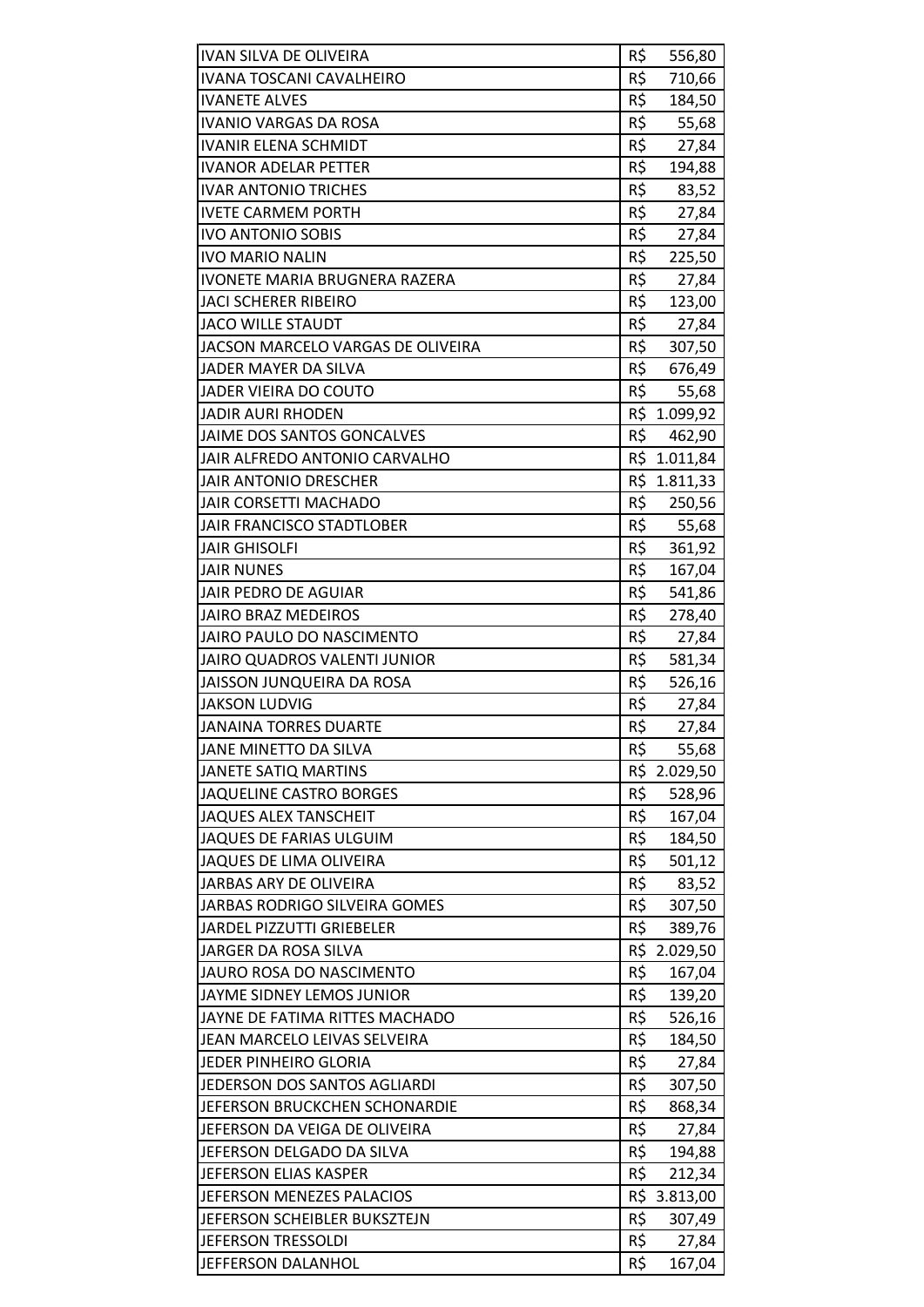| | |
|---|---|
| IVAN SILVA DE OLIVEIRA | R$ 556,80 |
| IVANA TOSCANI CAVALHEIRO | R$ 710,66 |
| IVANETE ALVES | R$ 184,50 |
| IVANIO VARGAS DA ROSA | R$ 55,68 |
| IVANIR ELENA SCHMIDT | R$ 27,84 |
| IVANOR ADELAR PETTER | R$ 194,88 |
| IVAR ANTONIO TRICHES | R$ 83,52 |
| IVETE CARMEM PORTH | R$ 27,84 |
| IVO ANTONIO SOBIS | R$ 27,84 |
| IVO MARIO NALIN | R$ 225,50 |
| IVONETE MARIA BRUGNERA RAZERA | R$ 27,84 |
| JACI SCHERER RIBEIRO | R$ 123,00 |
| JACO WILLE STAUDT | R$ 27,84 |
| JACSON MARCELO VARGAS DE OLIVEIRA | R$ 307,50 |
| JADER MAYER DA SILVA | R$ 676,49 |
| JADER VIEIRA DO COUTO | R$ 55,68 |
| JADIR AURI RHODEN | R$ 1.099,92 |
| JAIME DOS SANTOS GONCALVES | R$ 462,90 |
| JAIR ALFREDO ANTONIO CARVALHO | R$ 1.011,84 |
| JAIR ANTONIO DRESCHER | R$ 1.811,33 |
| JAIR CORSETTI MACHADO | R$ 250,56 |
| JAIR FRANCISCO STADTLOBER | R$ 55,68 |
| JAIR GHISOLFI | R$ 361,92 |
| JAIR NUNES | R$ 167,04 |
| JAIR PEDRO DE AGUIAR | R$ 541,86 |
| JAIRO BRAZ MEDEIROS | R$ 278,40 |
| JAIRO PAULO DO NASCIMENTO | R$ 27,84 |
| JAIRO QUADROS VALENTI JUNIOR | R$ 581,34 |
| JAISSON JUNQUEIRA DA ROSA | R$ 526,16 |
| JAKSON LUDVIG | R$ 27,84 |
| JANAINA TORRES DUARTE | R$ 27,84 |
| JANE MINETTO DA SILVA | R$ 55,68 |
| JANETE SATIQ MARTINS | R$ 2.029,50 |
| JAQUELINE CASTRO BORGES | R$ 528,96 |
| JAQUES ALEX TANSCHEIT | R$ 167,04 |
| JAQUES DE FARIAS ULGUIM | R$ 184,50 |
| JAQUES DE LIMA OLIVEIRA | R$ 501,12 |
| JARBAS ARY DE OLIVEIRA | R$ 83,52 |
| JARBAS RODRIGO SILVEIRA GOMES | R$ 307,50 |
| JARDEL PIZZUTTI GRIEBELER | R$ 389,76 |
| JARGER DA ROSA SILVA | R$ 2.029,50 |
| JAURO ROSA DO NASCIMENTO | R$ 167,04 |
| JAYME SIDNEY LEMOS JUNIOR | R$ 139,20 |
| JAYNE DE FATIMA RITTES MACHADO | R$ 526,16 |
| JEAN MARCELO LEIVAS SELVEIRA | R$ 184,50 |
| JEDER PINHEIRO GLORIA | R$ 27,84 |
| JEDERSON DOS SANTOS AGLIARDI | R$ 307,50 |
| JEFERSON BRUCKCHEN SCHONARDIE | R$ 868,34 |
| JEFERSON DA VEIGA DE OLIVEIRA | R$ 27,84 |
| JEFERSON DELGADO DA SILVA | R$ 194,88 |
| JEFERSON ELIAS KASPER | R$ 212,34 |
| JEFERSON MENEZES PALACIOS | R$ 3.813,00 |
| JEFERSON SCHEIBLER BUKSZTEJN | R$ 307,49 |
| JEFERSON TRESSOLDI | R$ 27,84 |
| JEFFERSON DALANHOL | R$ 167,04 |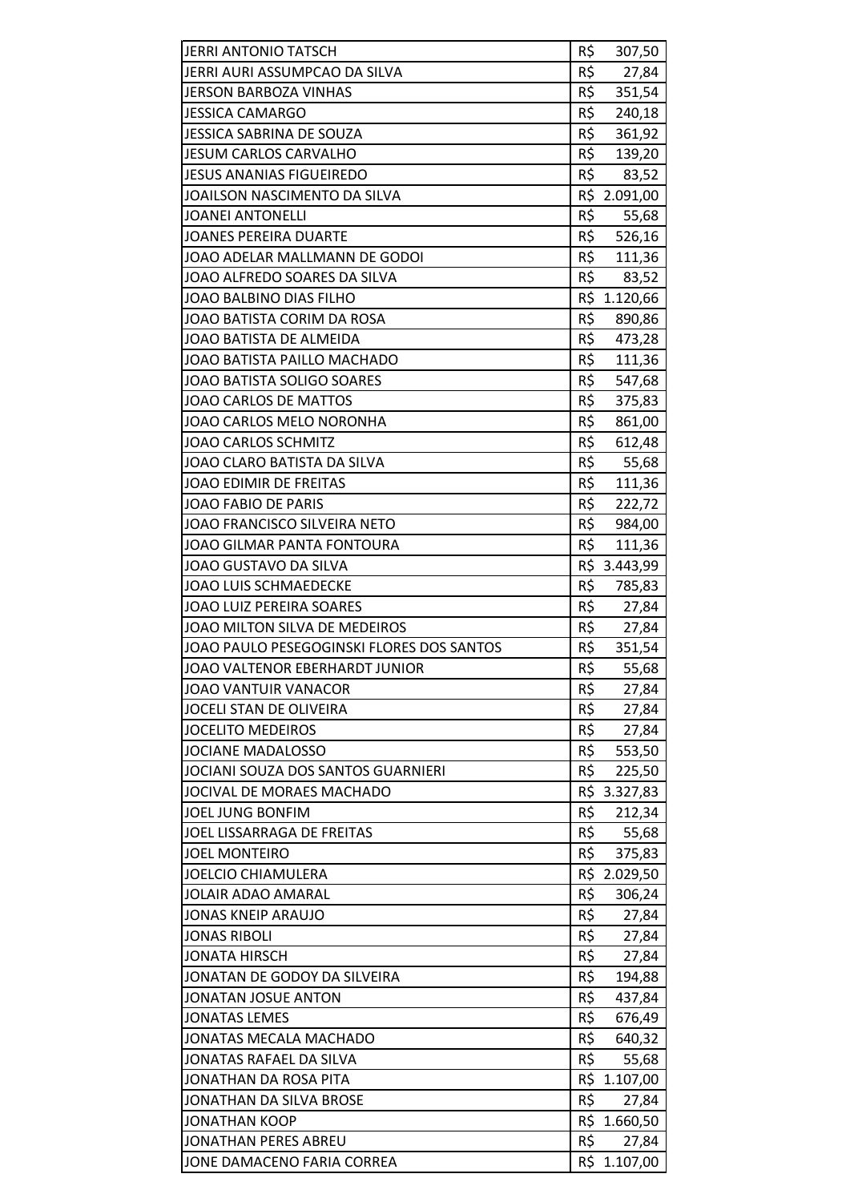| | |
|---|---|
| JERRI ANTONIO TATSCH | R$ 307,50 |
| JERRI AURI ASSUMPCAO DA SILVA | R$ 27,84 |
| JERSON BARBOZA VINHAS | R$ 351,54 |
| JESSICA CAMARGO | R$ 240,18 |
| JESSICA SABRINA DE SOUZA | R$ 361,92 |
| JESUM CARLOS CARVALHO | R$ 139,20 |
| JESUS ANANIAS FIGUEIREDO | R$ 83,52 |
| JOAILSON NASCIMENTO DA SILVA | R$ 2.091,00 |
| JOANEI ANTONELLI | R$ 55,68 |
| JOANES PEREIRA DUARTE | R$ 526,16 |
| JOAO ADELAR MALLMANN DE GODOI | R$ 111,36 |
| JOAO ALFREDO SOARES DA SILVA | R$ 83,52 |
| JOAO BALBINO DIAS FILHO | R$ 1.120,66 |
| JOAO BATISTA CORIM DA ROSA | R$ 890,86 |
| JOAO BATISTA DE ALMEIDA | R$ 473,28 |
| JOAO BATISTA PAILLO MACHADO | R$ 111,36 |
| JOAO BATISTA SOLIGO SOARES | R$ 547,68 |
| JOAO CARLOS DE MATTOS | R$ 375,83 |
| JOAO CARLOS MELO NORONHA | R$ 861,00 |
| JOAO CARLOS SCHMITZ | R$ 612,48 |
| JOAO CLARO BATISTA DA SILVA | R$ 55,68 |
| JOAO EDIMIR DE FREITAS | R$ 111,36 |
| JOAO FABIO DE PARIS | R$ 222,72 |
| JOAO FRANCISCO SILVEIRA NETO | R$ 984,00 |
| JOAO GILMAR PANTA FONTOURA | R$ 111,36 |
| JOAO GUSTAVO DA SILVA | R$ 3.443,99 |
| JOAO LUIS SCHMAEDECKE | R$ 785,83 |
| JOAO LUIZ PEREIRA SOARES | R$ 27,84 |
| JOAO MILTON SILVA DE MEDEIROS | R$ 27,84 |
| JOAO PAULO PESEGOGINSKI FLORES DOS SANTOS | R$ 351,54 |
| JOAO VALTENOR EBERHARDT JUNIOR | R$ 55,68 |
| JOAO VANTUIR VANACOR | R$ 27,84 |
| JOCELI STAN DE OLIVEIRA | R$ 27,84 |
| JOCELITO MEDEIROS | R$ 27,84 |
| JOCIANE MADALOSSO | R$ 553,50 |
| JOCIANI SOUZA DOS SANTOS GUARNIERI | R$ 225,50 |
| JOCIVAL DE MORAES MACHADO | R$ 3.327,83 |
| JOEL JUNG BONFIM | R$ 212,34 |
| JOEL LISSARRAGA DE FREITAS | R$ 55,68 |
| JOEL MONTEIRO | R$ 375,83 |
| JOELCIO CHIAMULERA | R$ 2.029,50 |
| JOLAIR ADAO AMARAL | R$ 306,24 |
| JONAS KNEIP ARAUJO | R$ 27,84 |
| JONAS RIBOLI | R$ 27,84 |
| JONATA HIRSCH | R$ 27,84 |
| JONATAN DE GODOY DA SILVEIRA | R$ 194,88 |
| JONATAN JOSUE ANTON | R$ 437,84 |
| JONATAS LEMES | R$ 676,49 |
| JONATAS MECALA MACHADO | R$ 640,32 |
| JONATAS RAFAEL DA SILVA | R$ 55,68 |
| JONATHAN DA ROSA PITA | R$ 1.107,00 |
| JONATHAN DA SILVA BROSE | R$ 27,84 |
| JONATHAN KOOP | R$ 1.660,50 |
| JONATHAN PERES ABREU | R$ 27,84 |
| JONE DAMACENO FARIA CORREA | R$ 1.107,00 |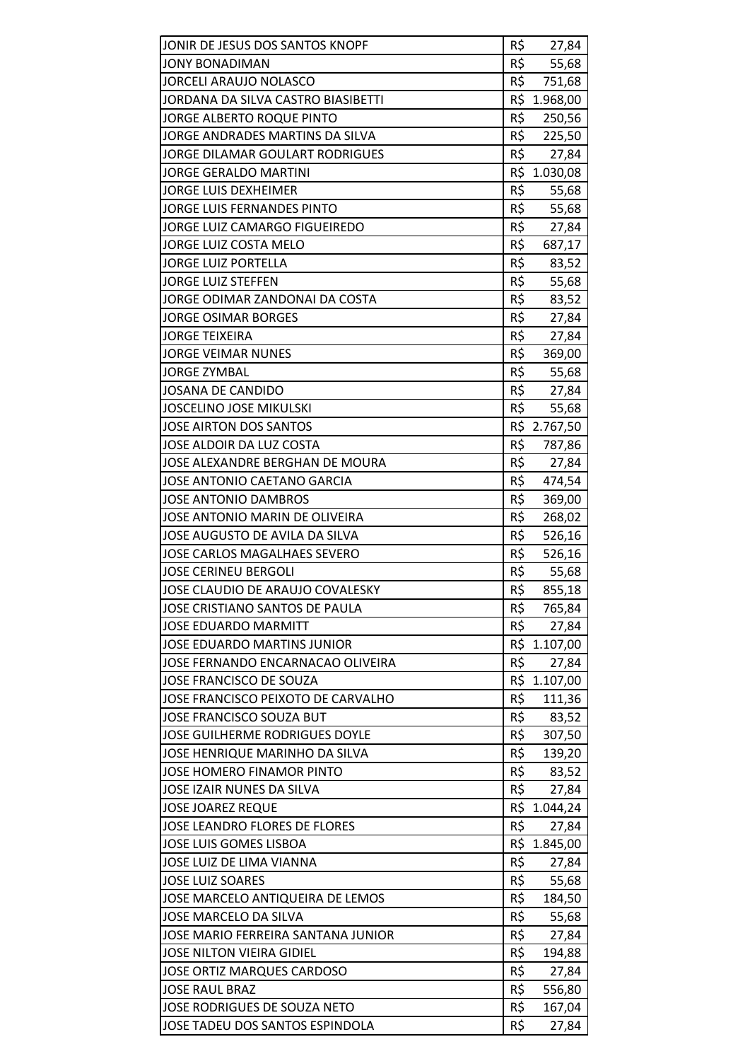| | |
|---|---|
| JONIR DE JESUS DOS SANTOS KNOPF | R$ 27,84 |
| JONY BONADIMAN | R$ 55,68 |
| JORCELI ARAUJO NOLASCO | R$ 751,68 |
| JORDANA DA SILVA CASTRO BIASIBETTI | R$ 1.968,00 |
| JORGE ALBERTO ROQUE PINTO | R$ 250,56 |
| JORGE ANDRADES MARTINS DA SILVA | R$ 225,50 |
| JORGE DILAMAR GOULART RODRIGUES | R$ 27,84 |
| JORGE GERALDO MARTINI | R$ 1.030,08 |
| JORGE LUIS DEXHEIMER | R$ 55,68 |
| JORGE LUIS FERNANDES PINTO | R$ 55,68 |
| JORGE LUIZ CAMARGO FIGUEIREDO | R$ 27,84 |
| JORGE LUIZ COSTA MELO | R$ 687,17 |
| JORGE LUIZ PORTELLA | R$ 83,52 |
| JORGE LUIZ STEFFEN | R$ 55,68 |
| JORGE ODIMAR ZANDONAI DA COSTA | R$ 83,52 |
| JORGE OSIMAR BORGES | R$ 27,84 |
| JORGE TEIXEIRA | R$ 27,84 |
| JORGE VEIMAR NUNES | R$ 369,00 |
| JORGE ZYMBAL | R$ 55,68 |
| JOSANA DE CANDIDO | R$ 27,84 |
| JOSCELINO JOSE MIKULSKI | R$ 55,68 |
| JOSE AIRTON DOS SANTOS | R$ 2.767,50 |
| JOSE ALDOIR DA LUZ COSTA | R$ 787,86 |
| JOSE ALEXANDRE BERGHAN DE MOURA | R$ 27,84 |
| JOSE ANTONIO CAETANO GARCIA | R$ 474,54 |
| JOSE ANTONIO DAMBROS | R$ 369,00 |
| JOSE ANTONIO MARIN DE OLIVEIRA | R$ 268,02 |
| JOSE AUGUSTO DE AVILA DA SILVA | R$ 526,16 |
| JOSE CARLOS MAGALHAES SEVERO | R$ 526,16 |
| JOSE CERINEU BERGOLI | R$ 55,68 |
| JOSE CLAUDIO DE ARAUJO COVALESKY | R$ 855,18 |
| JOSE CRISTIANO SANTOS DE PAULA | R$ 765,84 |
| JOSE EDUARDO MARMITT | R$ 27,84 |
| JOSE EDUARDO MARTINS JUNIOR | R$ 1.107,00 |
| JOSE FERNANDO ENCARNACAO OLIVEIRA | R$ 27,84 |
| JOSE FRANCISCO DE SOUZA | R$ 1.107,00 |
| JOSE FRANCISCO PEIXOTO DE CARVALHO | R$ 111,36 |
| JOSE FRANCISCO SOUZA BUT | R$ 83,52 |
| JOSE GUILHERME RODRIGUES DOYLE | R$ 307,50 |
| JOSE HENRIQUE MARINHO DA SILVA | R$ 139,20 |
| JOSE HOMERO FINAMOR PINTO | R$ 83,52 |
| JOSE IZAIR NUNES DA SILVA | R$ 27,84 |
| JOSE JOAREZ REQUE | R$ 1.044,24 |
| JOSE LEANDRO FLORES DE FLORES | R$ 27,84 |
| JOSE LUIS GOMES LISBOA | R$ 1.845,00 |
| JOSE LUIZ DE LIMA VIANNA | R$ 27,84 |
| JOSE LUIZ SOARES | R$ 55,68 |
| JOSE MARCELO ANTIQUEIRA DE LEMOS | R$ 184,50 |
| JOSE MARCELO DA SILVA | R$ 55,68 |
| JOSE MARIO FERREIRA SANTANA JUNIOR | R$ 27,84 |
| JOSE NILTON VIEIRA GIDIEL | R$ 194,88 |
| JOSE ORTIZ MARQUES CARDOSO | R$ 27,84 |
| JOSE RAUL BRAZ | R$ 556,80 |
| JOSE RODRIGUES DE SOUZA NETO | R$ 167,04 |
| JOSE TADEU DOS SANTOS ESPINDOLA | R$ 27,84 |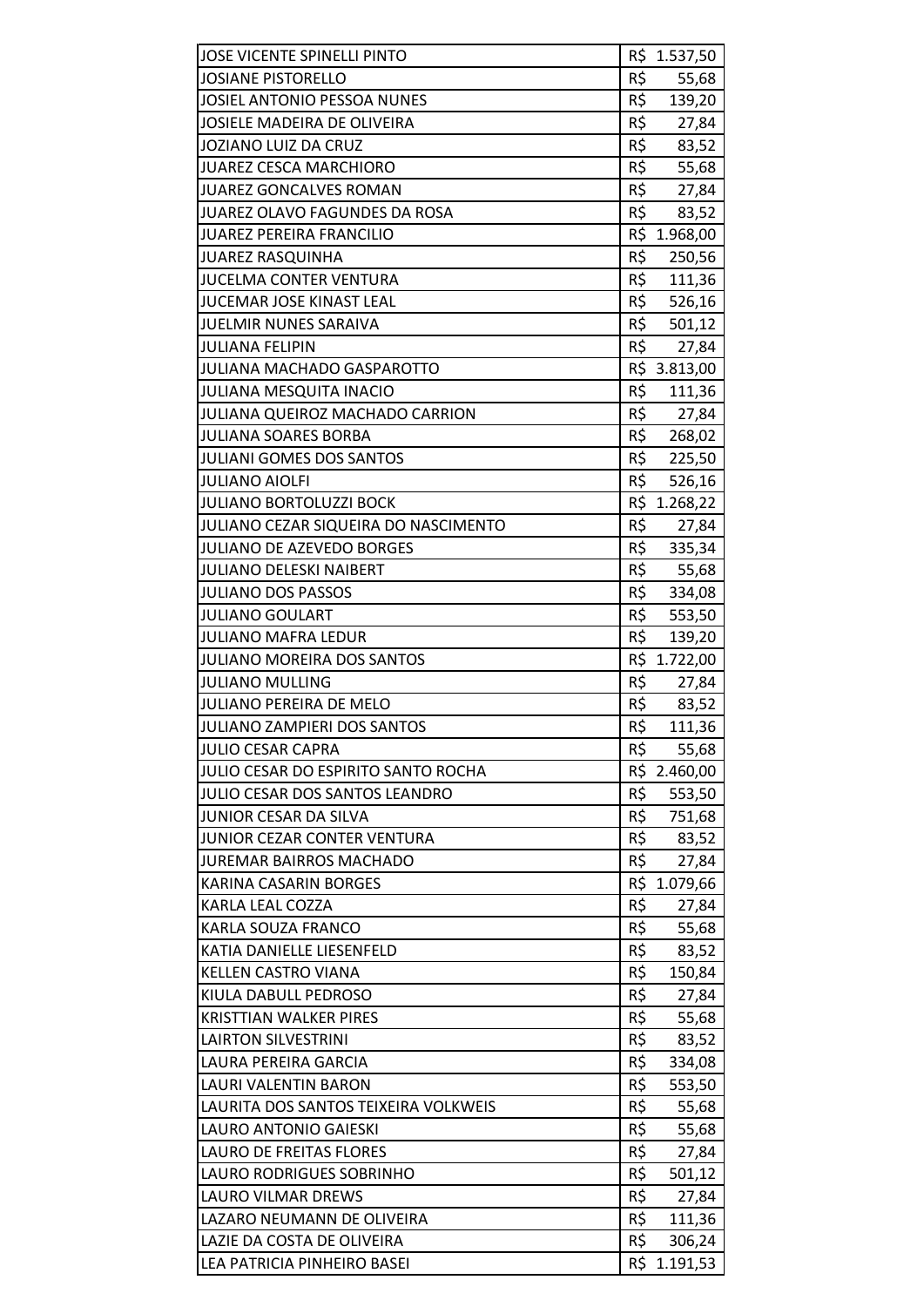| | |
|---|---|
| JOSE VICENTE SPINELLI PINTO | R$ 1.537,50 |
| JOSIANE PISTORELLO | R$ 55,68 |
| JOSIEL ANTONIO PESSOA NUNES | R$ 139,20 |
| JOSIELE MADEIRA DE OLIVEIRA | R$ 27,84 |
| JOZIANO LUIZ DA CRUZ | R$ 83,52 |
| JUAREZ CESCA MARCHIORO | R$ 55,68 |
| JUAREZ GONCALVES ROMAN | R$ 27,84 |
| JUAREZ OLAVO FAGUNDES DA ROSA | R$ 83,52 |
| JUAREZ PEREIRA FRANCILIO | R$ 1.968,00 |
| JUAREZ RASQUINHA | R$ 250,56 |
| JUCELMA CONTER VENTURA | R$ 111,36 |
| JUCEMAR JOSE KINAST LEAL | R$ 526,16 |
| JUELMIR NUNES SARAIVA | R$ 501,12 |
| JULIANA FELIPIN | R$ 27,84 |
| JULIANA MACHADO GASPAROTTO | R$ 3.813,00 |
| JULIANA MESQUITA INACIO | R$ 111,36 |
| JULIANA QUEIROZ MACHADO CARRION | R$ 27,84 |
| JULIANA SOARES BORBA | R$ 268,02 |
| JULIANI GOMES DOS SANTOS | R$ 225,50 |
| JULIANO AIOLFI | R$ 526,16 |
| JULIANO BORTOLUZZI BOCK | R$ 1.268,22 |
| JULIANO CEZAR SIQUEIRA DO NASCIMENTO | R$ 27,84 |
| JULIANO DE AZEVEDO BORGES | R$ 335,34 |
| JULIANO DELESKI NAIBERT | R$ 55,68 |
| JULIANO DOS PASSOS | R$ 334,08 |
| JULIANO GOULART | R$ 553,50 |
| JULIANO MAFRA LEDUR | R$ 139,20 |
| JULIANO MOREIRA DOS SANTOS | R$ 1.722,00 |
| JULIANO MULLING | R$ 27,84 |
| JULIANO PEREIRA DE MELO | R$ 83,52 |
| JULIANO ZAMPIERI DOS SANTOS | R$ 111,36 |
| JULIO CESAR CAPRA | R$ 55,68 |
| JULIO CESAR DO ESPIRITO SANTO ROCHA | R$ 2.460,00 |
| JULIO CESAR DOS SANTOS LEANDRO | R$ 553,50 |
| JUNIOR CESAR DA SILVA | R$ 751,68 |
| JUNIOR CEZAR CONTER VENTURA | R$ 83,52 |
| JUREMAR BAIRROS MACHADO | R$ 27,84 |
| KARINA CASARIN BORGES | R$ 1.079,66 |
| KARLA LEAL COZZA | R$ 27,84 |
| KARLA SOUZA FRANCO | R$ 55,68 |
| KATIA DANIELLE LIESENFELD | R$ 83,52 |
| KELLEN CASTRO VIANA | R$ 150,84 |
| KIULA DABULL PEDROSO | R$ 27,84 |
| KRISTTIAN WALKER PIRES | R$ 55,68 |
| LAIRTON SILVESTRINI | R$ 83,52 |
| LAURA PEREIRA GARCIA | R$ 334,08 |
| LAURI VALENTIN BARON | R$ 553,50 |
| LAURITA DOS SANTOS TEIXEIRA VOLKWEIS | R$ 55,68 |
| LAURO ANTONIO GAIESKI | R$ 55,68 |
| LAURO DE FREITAS FLORES | R$ 27,84 |
| LAURO RODRIGUES SOBRINHO | R$ 501,12 |
| LAURO VILMAR DREWS | R$ 27,84 |
| LAZARO NEUMANN DE OLIVEIRA | R$ 111,36 |
| LAZIE DA COSTA DE OLIVEIRA | R$ 306,24 |
| LEA PATRICIA PINHEIRO BASEI | R$ 1.191,53 |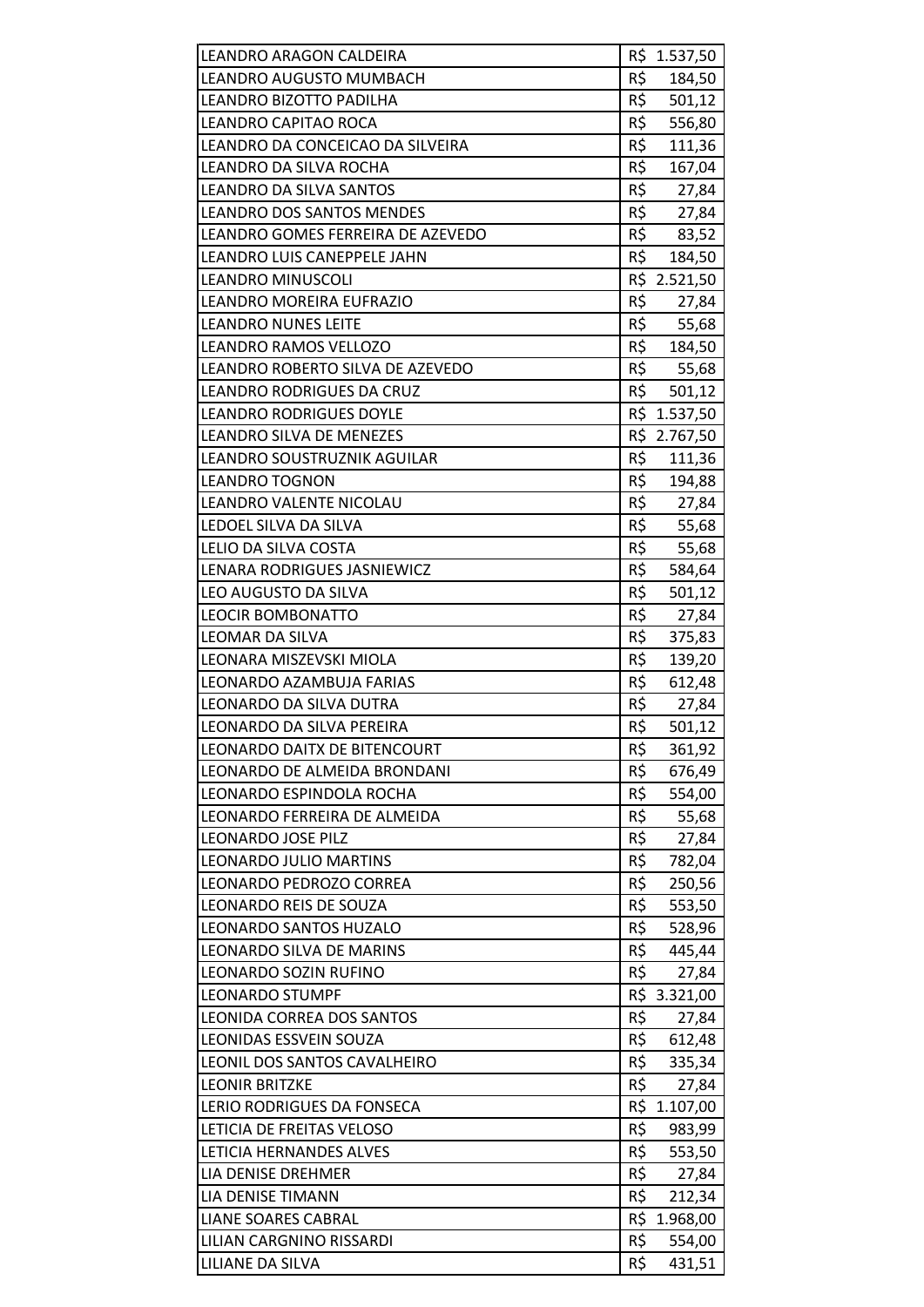| | |
|---|---|
| LEANDRO ARAGON CALDEIRA | R$ 1.537,50 |
| LEANDRO AUGUSTO MUMBACH | R$ 184,50 |
| LEANDRO BIZOTTO PADILHA | R$ 501,12 |
| LEANDRO CAPITAO ROCA | R$ 556,80 |
| LEANDRO DA CONCEICAO DA SILVEIRA | R$ 111,36 |
| LEANDRO DA SILVA ROCHA | R$ 167,04 |
| LEANDRO DA SILVA SANTOS | R$ 27,84 |
| LEANDRO DOS SANTOS MENDES | R$ 27,84 |
| LEANDRO GOMES FERREIRA DE AZEVEDO | R$ 83,52 |
| LEANDRO LUIS CANEPPELE JAHN | R$ 184,50 |
| LEANDRO MINUSCOLI | R$ 2.521,50 |
| LEANDRO MOREIRA EUFRAZIO | R$ 27,84 |
| LEANDRO NUNES LEITE | R$ 55,68 |
| LEANDRO RAMOS VELLOZO | R$ 184,50 |
| LEANDRO ROBERTO SILVA DE AZEVEDO | R$ 55,68 |
| LEANDRO RODRIGUES DA CRUZ | R$ 501,12 |
| LEANDRO RODRIGUES DOYLE | R$ 1.537,50 |
| LEANDRO SILVA DE MENEZES | R$ 2.767,50 |
| LEANDRO SOUSTRUZNIK AGUILAR | R$ 111,36 |
| LEANDRO TOGNON | R$ 194,88 |
| LEANDRO VALENTE NICOLAU | R$ 27,84 |
| LEDOEL SILVA DA SILVA | R$ 55,68 |
| LELIO DA SILVA COSTA | R$ 55,68 |
| LENARA RODRIGUES JASNIEWICZ | R$ 584,64 |
| LEO AUGUSTO DA SILVA | R$ 501,12 |
| LEOCIR BOMBONATTO | R$ 27,84 |
| LEOMAR DA SILVA | R$ 375,83 |
| LEONARA MISZEVSKI MIOLA | R$ 139,20 |
| LEONARDO AZAMBUJA FARIAS | R$ 612,48 |
| LEONARDO DA SILVA DUTRA | R$ 27,84 |
| LEONARDO DA SILVA PEREIRA | R$ 501,12 |
| LEONARDO DAITX DE BITENCOURT | R$ 361,92 |
| LEONARDO DE ALMEIDA BRONDANI | R$ 676,49 |
| LEONARDO ESPINDOLA ROCHA | R$ 554,00 |
| LEONARDO FERREIRA DE ALMEIDA | R$ 55,68 |
| LEONARDO JOSE PILZ | R$ 27,84 |
| LEONARDO JULIO MARTINS | R$ 782,04 |
| LEONARDO PEDROZO CORREA | R$ 250,56 |
| LEONARDO REIS DE SOUZA | R$ 553,50 |
| LEONARDO SANTOS HUZALO | R$ 528,96 |
| LEONARDO SILVA DE MARINS | R$ 445,44 |
| LEONARDO SOZIN RUFINO | R$ 27,84 |
| LEONARDO STUMPF | R$ 3.321,00 |
| LEONIDA CORREA DOS SANTOS | R$ 27,84 |
| LEONIDAS ESSVEIN SOUZA | R$ 612,48 |
| LEONIL DOS SANTOS CAVALHEIRO | R$ 335,34 |
| LEONIR BRITZKE | R$ 27,84 |
| LERIO RODRIGUES DA FONSECA | R$ 1.107,00 |
| LETICIA DE FREITAS VELOSO | R$ 983,99 |
| LETICIA HERNANDES ALVES | R$ 553,50 |
| LIA DENISE DREHMER | R$ 27,84 |
| LIA DENISE TIMANN | R$ 212,34 |
| LIANE SOARES CABRAL | R$ 1.968,00 |
| LILIAN CARGNINO RISSARDI | R$ 554,00 |
| LILIANE DA SILVA | R$ 431,51 |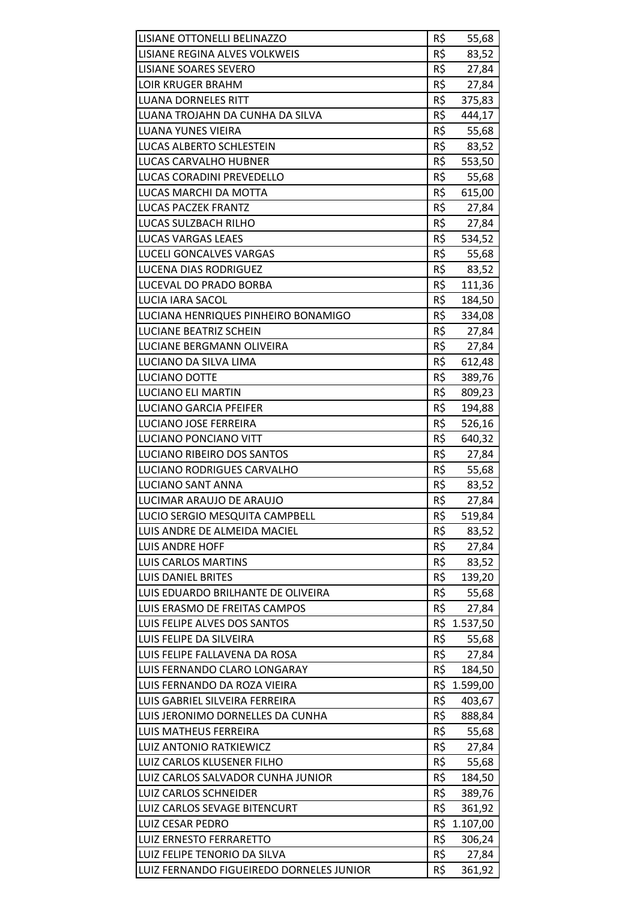| | | |
|---|---|---|
| LISIANE OTTONELLI BELINAZZO | R$ | 55,68 |
| LISIANE REGINA ALVES VOLKWEIS | R$ | 83,52 |
| LISIANE SOARES SEVERO | R$ | 27,84 |
| LOIR KRUGER BRAHM | R$ | 27,84 |
| LUANA DORNELES RITT | R$ | 375,83 |
| LUANA TROJAHN DA CUNHA DA SILVA | R$ | 444,17 |
| LUANA YUNES VIEIRA | R$ | 55,68 |
| LUCAS ALBERTO SCHLESTEIN | R$ | 83,52 |
| LUCAS CARVALHO HUBNER | R$ | 553,50 |
| LUCAS CORADINI PREVEDELLO | R$ | 55,68 |
| LUCAS MARCHI DA MOTTA | R$ | 615,00 |
| LUCAS PACZEK FRANTZ | R$ | 27,84 |
| LUCAS SULZBACH RILHO | R$ | 27,84 |
| LUCAS VARGAS LEAES | R$ | 534,52 |
| LUCELI GONCALVES VARGAS | R$ | 55,68 |
| LUCENA DIAS RODRIGUEZ | R$ | 83,52 |
| LUCEVAL DO PRADO BORBA | R$ | 111,36 |
| LUCIA IARA SACOL | R$ | 184,50 |
| LUCIANA HENRIQUES PINHEIRO BONAMIGO | R$ | 334,08 |
| LUCIANE BEATRIZ SCHEIN | R$ | 27,84 |
| LUCIANE BERGMANN OLIVEIRA | R$ | 27,84 |
| LUCIANO DA SILVA LIMA | R$ | 612,48 |
| LUCIANO DOTTE | R$ | 389,76 |
| LUCIANO ELI MARTIN | R$ | 809,23 |
| LUCIANO GARCIA PFEIFER | R$ | 194,88 |
| LUCIANO JOSE FERREIRA | R$ | 526,16 |
| LUCIANO PONCIANO VITT | R$ | 640,32 |
| LUCIANO RIBEIRO DOS SANTOS | R$ | 27,84 |
| LUCIANO RODRIGUES CARVALHO | R$ | 55,68 |
| LUCIANO SANT ANNA | R$ | 83,52 |
| LUCIMAR ARAUJO DE ARAUJO | R$ | 27,84 |
| LUCIO SERGIO MESQUITA CAMPBELL | R$ | 519,84 |
| LUIS ANDRE DE ALMEIDA MACIEL | R$ | 83,52 |
| LUIS ANDRE HOFF | R$ | 27,84 |
| LUIS CARLOS MARTINS | R$ | 83,52 |
| LUIS DANIEL BRITES | R$ | 139,20 |
| LUIS EDUARDO BRILHANTE DE OLIVEIRA | R$ | 55,68 |
| LUIS ERASMO DE FREITAS CAMPOS | R$ | 27,84 |
| LUIS FELIPE ALVES DOS SANTOS | R$ | 1.537,50 |
| LUIS FELIPE DA SILVEIRA | R$ | 55,68 |
| LUIS FELIPE FALLAVENA DA ROSA | R$ | 27,84 |
| LUIS FERNANDO CLARO LONGARAY | R$ | 184,50 |
| LUIS FERNANDO DA ROZA VIEIRA | R$ | 1.599,00 |
| LUIS GABRIEL SILVEIRA FERREIRA | R$ | 403,67 |
| LUIS JERONIMO DORNELLES DA CUNHA | R$ | 888,84 |
| LUIS MATHEUS FERREIRA | R$ | 55,68 |
| LUIZ ANTONIO RATKIEWICZ | R$ | 27,84 |
| LUIZ CARLOS KLUSENER FILHO | R$ | 55,68 |
| LUIZ CARLOS SALVADOR CUNHA JUNIOR | R$ | 184,50 |
| LUIZ CARLOS SCHNEIDER | R$ | 389,76 |
| LUIZ CARLOS SEVAGE BITENCURT | R$ | 361,92 |
| LUIZ CESAR PEDRO | R$ | 1.107,00 |
| LUIZ ERNESTO FERRARETTO | R$ | 306,24 |
| LUIZ FELIPE TENORIO DA SILVA | R$ | 27,84 |
| LUIZ FERNANDO FIGUEIREDO DORNELES JUNIOR | R$ | 361,92 |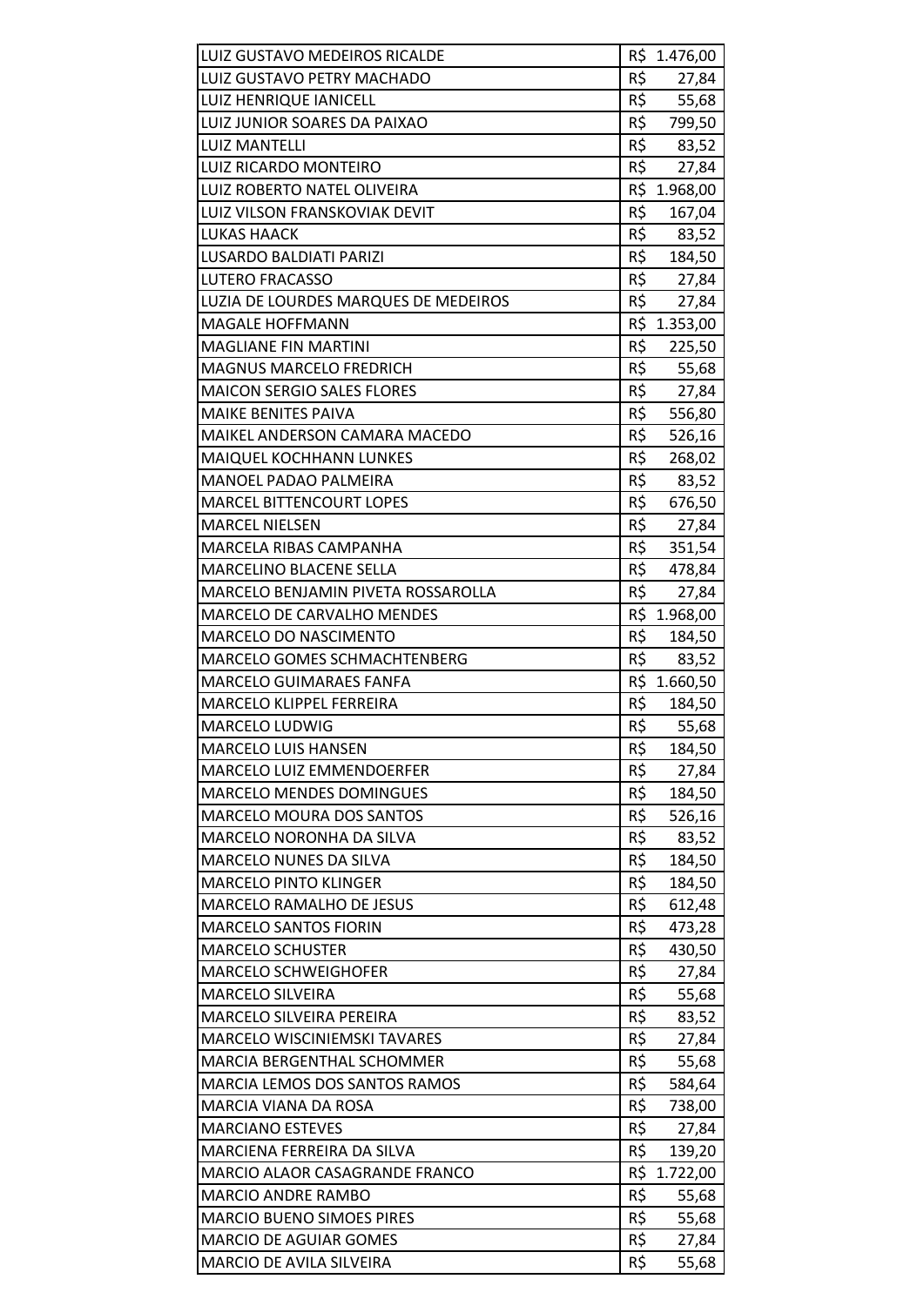| | |
|---|---|
| LUIZ GUSTAVO MEDEIROS RICALDE | R$ 1.476,00 |
| LUIZ GUSTAVO PETRY MACHADO | R$ 27,84 |
| LUIZ HENRIQUE IANICELL | R$ 55,68 |
| LUIZ JUNIOR SOARES DA PAIXAO | R$ 799,50 |
| LUIZ MANTELLI | R$ 83,52 |
| LUIZ RICARDO MONTEIRO | R$ 27,84 |
| LUIZ ROBERTO NATEL OLIVEIRA | R$ 1.968,00 |
| LUIZ VILSON FRANSKOVIAK DEVIT | R$ 167,04 |
| LUKAS HAACK | R$ 83,52 |
| LUSARDO BALDIATI PARIZI | R$ 184,50 |
| LUTERO FRACASSO | R$ 27,84 |
| LUZIA DE LOURDES MARQUES DE MEDEIROS | R$ 27,84 |
| MAGALE HOFFMANN | R$ 1.353,00 |
| MAGLIANE FIN MARTINI | R$ 225,50 |
| MAGNUS MARCELO FREDRICH | R$ 55,68 |
| MAICON SERGIO SALES FLORES | R$ 27,84 |
| MAIKE BENITES PAIVA | R$ 556,80 |
| MAIKEL ANDERSON CAMARA MACEDO | R$ 526,16 |
| MAIQUEL KOCHHANN LUNKES | R$ 268,02 |
| MANOEL PADAO PALMEIRA | R$ 83,52 |
| MARCEL BITTENCOURT LOPES | R$ 676,50 |
| MARCEL NIELSEN | R$ 27,84 |
| MARCELA RIBAS CAMPANHA | R$ 351,54 |
| MARCELINO BLACENE SELLA | R$ 478,84 |
| MARCELO BENJAMIN PIVETA ROSSAROLLA | R$ 27,84 |
| MARCELO DE CARVALHO MENDES | R$ 1.968,00 |
| MARCELO DO NASCIMENTO | R$ 184,50 |
| MARCELO GOMES SCHMACHTENBERG | R$ 83,52 |
| MARCELO GUIMARAES FANFA | R$ 1.660,50 |
| MARCELO KLIPPEL FERREIRA | R$ 184,50 |
| MARCELO LUDWIG | R$ 55,68 |
| MARCELO LUIS HANSEN | R$ 184,50 |
| MARCELO LUIZ EMMENDOERFER | R$ 27,84 |
| MARCELO MENDES DOMINGUES | R$ 184,50 |
| MARCELO MOURA DOS SANTOS | R$ 526,16 |
| MARCELO NORONHA DA SILVA | R$ 83,52 |
| MARCELO NUNES DA SILVA | R$ 184,50 |
| MARCELO PINTO KLINGER | R$ 184,50 |
| MARCELO RAMALHO DE JESUS | R$ 612,48 |
| MARCELO SANTOS FIORIN | R$ 473,28 |
| MARCELO SCHUSTER | R$ 430,50 |
| MARCELO SCHWEIGHOFER | R$ 27,84 |
| MARCELO SILVEIRA | R$ 55,68 |
| MARCELO SILVEIRA PEREIRA | R$ 83,52 |
| MARCELO WISCINIEMSKI TAVARES | R$ 27,84 |
| MARCIA BERGENTHAL SCHOMMER | R$ 55,68 |
| MARCIA LEMOS DOS SANTOS RAMOS | R$ 584,64 |
| MARCIA VIANA DA ROSA | R$ 738,00 |
| MARCIANO ESTEVES | R$ 27,84 |
| MARCIENA FERREIRA DA SILVA | R$ 139,20 |
| MARCIO ALAOR CASAGRANDE FRANCO | R$ 1.722,00 |
| MARCIO ANDRE RAMBO | R$ 55,68 |
| MARCIO BUENO SIMOES PIRES | R$ 55,68 |
| MARCIO DE AGUIAR GOMES | R$ 27,84 |
| MARCIO DE AVILA SILVEIRA | R$ 55,68 |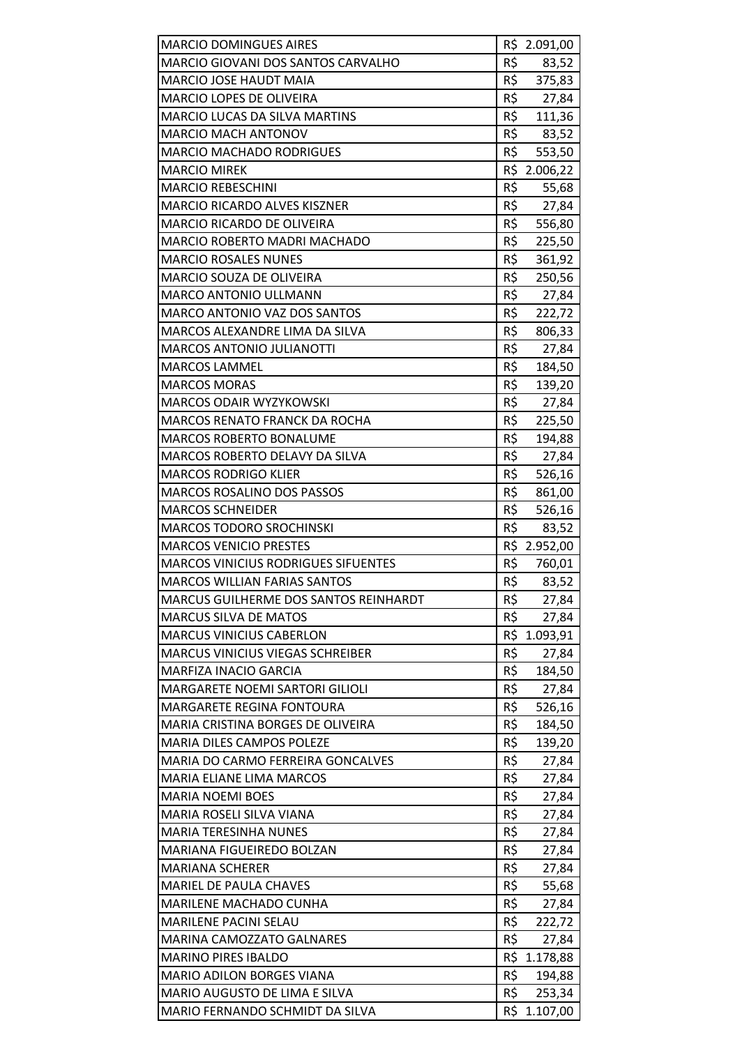| | |
|---|---|
| MARCIO DOMINGUES AIRES | R$ 2.091,00 |
| MARCIO GIOVANI DOS SANTOS CARVALHO | R$ 83,52 |
| MARCIO JOSE HAUDT MAIA | R$ 375,83 |
| MARCIO LOPES DE OLIVEIRA | R$ 27,84 |
| MARCIO LUCAS DA SILVA MARTINS | R$ 111,36 |
| MARCIO MACH ANTONOV | R$ 83,52 |
| MARCIO MACHADO RODRIGUES | R$ 553,50 |
| MARCIO MIREK | R$ 2.006,22 |
| MARCIO REBESCHINI | R$ 55,68 |
| MARCIO RICARDO ALVES KISZNER | R$ 27,84 |
| MARCIO RICARDO DE OLIVEIRA | R$ 556,80 |
| MARCIO ROBERTO MADRI MACHADO | R$ 225,50 |
| MARCIO ROSALES NUNES | R$ 361,92 |
| MARCIO SOUZA DE OLIVEIRA | R$ 250,56 |
| MARCO ANTONIO ULLMANN | R$ 27,84 |
| MARCO ANTONIO VAZ DOS SANTOS | R$ 222,72 |
| MARCOS ALEXANDRE LIMA DA SILVA | R$ 806,33 |
| MARCOS ANTONIO JULIANOTTI | R$ 27,84 |
| MARCOS LAMMEL | R$ 184,50 |
| MARCOS MORAS | R$ 139,20 |
| MARCOS ODAIR WYZYKOWSKI | R$ 27,84 |
| MARCOS RENATO FRANCK DA ROCHA | R$ 225,50 |
| MARCOS ROBERTO BONALUME | R$ 194,88 |
| MARCOS ROBERTO DELAVY DA SILVA | R$ 27,84 |
| MARCOS RODRIGO KLIER | R$ 526,16 |
| MARCOS ROSALINO DOS PASSOS | R$ 861,00 |
| MARCOS SCHNEIDER | R$ 526,16 |
| MARCOS TODORO SROCHINSKI | R$ 83,52 |
| MARCOS VENICIO PRESTES | R$ 2.952,00 |
| MARCOS VINICIUS RODRIGUES SIFUENTES | R$ 760,01 |
| MARCOS WILLIAN FARIAS SANTOS | R$ 83,52 |
| MARCUS GUILHERME DOS SANTOS REINHARDT | R$ 27,84 |
| MARCUS SILVA DE MATOS | R$ 27,84 |
| MARCUS VINICIUS CABERLON | R$ 1.093,91 |
| MARCUS VINICIUS VIEGAS SCHREIBER | R$ 27,84 |
| MARFIZA INACIO GARCIA | R$ 184,50 |
| MARGARETE NOEMI SARTORI GILIOLI | R$ 27,84 |
| MARGARETE REGINA FONTOURA | R$ 526,16 |
| MARIA CRISTINA BORGES DE OLIVEIRA | R$ 184,50 |
| MARIA DILES CAMPOS POLEZE | R$ 139,20 |
| MARIA DO CARMO FERREIRA GONCALVES | R$ 27,84 |
| MARIA ELIANE LIMA MARCOS | R$ 27,84 |
| MARIA NOEMI BOES | R$ 27,84 |
| MARIA ROSELI SILVA VIANA | R$ 27,84 |
| MARIA TERESINHA NUNES | R$ 27,84 |
| MARIANA FIGUEIREDO BOLZAN | R$ 27,84 |
| MARIANA SCHERER | R$ 27,84 |
| MARIEL DE PAULA CHAVES | R$ 55,68 |
| MARILENE MACHADO CUNHA | R$ 27,84 |
| MARILENE PACINI SELAU | R$ 222,72 |
| MARINA CAMOZZATO GALNARES | R$ 27,84 |
| MARINO PIRES IBALDO | R$ 1.178,88 |
| MARIO ADILON BORGES VIANA | R$ 194,88 |
| MARIO AUGUSTO DE LIMA E SILVA | R$ 253,34 |
| MARIO FERNANDO SCHMIDT DA SILVA | R$ 1.107,00 |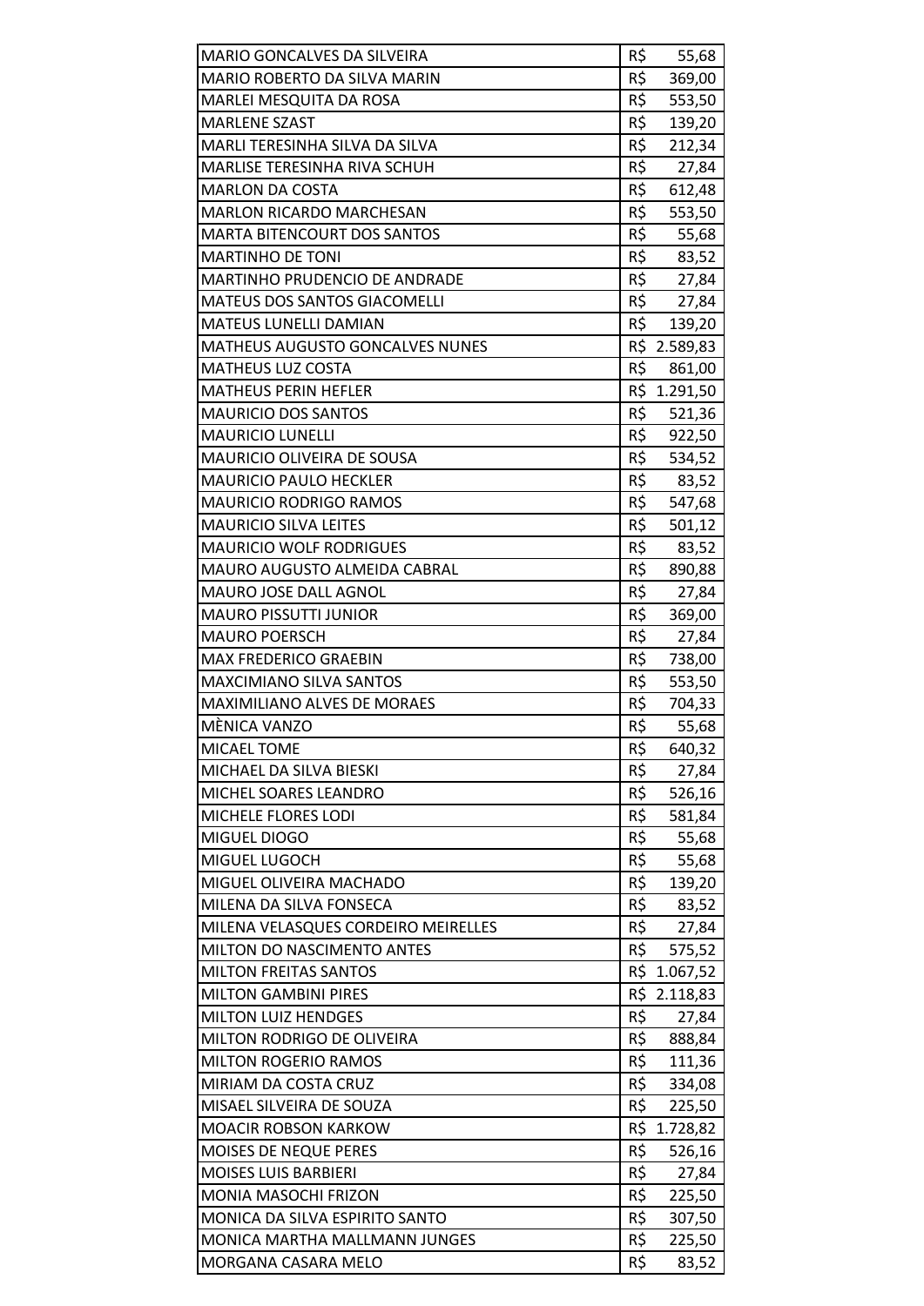| | |
|---|---|
| MARIO GONCALVES DA SILVEIRA | R$ 55,68 |
| MARIO ROBERTO DA SILVA MARIN | R$ 369,00 |
| MARLEI MESQUITA DA ROSA | R$ 553,50 |
| MARLENE SZAST | R$ 139,20 |
| MARLI TERESINHA SILVA DA SILVA | R$ 212,34 |
| MARLISE TERESINHA RIVA SCHUH | R$ 27,84 |
| MARLON DA COSTA | R$ 612,48 |
| MARLON RICARDO MARCHESAN | R$ 553,50 |
| MARTA BITENCOURT DOS SANTOS | R$ 55,68 |
| MARTINHO DE TONI | R$ 83,52 |
| MARTINHO PRUDENCIO DE ANDRADE | R$ 27,84 |
| MATEUS DOS SANTOS GIACOMELLI | R$ 27,84 |
| MATEUS LUNELLI DAMIAN | R$ 139,20 |
| MATHEUS AUGUSTO GONCALVES NUNES | R$ 2.589,83 |
| MATHEUS LUZ COSTA | R$ 861,00 |
| MATHEUS PERIN HEFLER | R$ 1.291,50 |
| MAURICIO DOS SANTOS | R$ 521,36 |
| MAURICIO LUNELLI | R$ 922,50 |
| MAURICIO OLIVEIRA DE SOUSA | R$ 534,52 |
| MAURICIO PAULO HECKLER | R$ 83,52 |
| MAURICIO RODRIGO RAMOS | R$ 547,68 |
| MAURICIO SILVA LEITES | R$ 501,12 |
| MAURICIO WOLF RODRIGUES | R$ 83,52 |
| MAURO AUGUSTO ALMEIDA CABRAL | R$ 890,88 |
| MAURO JOSE DALL AGNOL | R$ 27,84 |
| MAURO PISSUTTI JUNIOR | R$ 369,00 |
| MAURO POERSCH | R$ 27,84 |
| MAX FREDERICO GRAEBIN | R$ 738,00 |
| MAXCIMIANO SILVA SANTOS | R$ 553,50 |
| MAXIMILIANO ALVES DE MORAES | R$ 704,33 |
| MÈNICA VANZO | R$ 55,68 |
| MICAEL TOME | R$ 640,32 |
| MICHAEL DA SILVA BIESKI | R$ 27,84 |
| MICHEL SOARES LEANDRO | R$ 526,16 |
| MICHELE FLORES LODI | R$ 581,84 |
| MIGUEL DIOGO | R$ 55,68 |
| MIGUEL LUGOCH | R$ 55,68 |
| MIGUEL OLIVEIRA MACHADO | R$ 139,20 |
| MILENA DA SILVA FONSECA | R$ 83,52 |
| MILENA VELASQUES CORDEIRO MEIRELLES | R$ 27,84 |
| MILTON DO NASCIMENTO ANTES | R$ 575,52 |
| MILTON FREITAS SANTOS | R$ 1.067,52 |
| MILTON GAMBINI PIRES | R$ 2.118,83 |
| MILTON LUIZ HENDGES | R$ 27,84 |
| MILTON RODRIGO DE OLIVEIRA | R$ 888,84 |
| MILTON ROGERIO RAMOS | R$ 111,36 |
| MIRIAM DA COSTA CRUZ | R$ 334,08 |
| MISAEL SILVEIRA DE SOUZA | R$ 225,50 |
| MOACIR ROBSON KARKOW | R$ 1.728,82 |
| MOISES DE NEQUE PERES | R$ 526,16 |
| MOISES LUIS BARBIERI | R$ 27,84 |
| MONIA MASOCHI FRIZON | R$ 225,50 |
| MONICA DA SILVA ESPIRITO SANTO | R$ 307,50 |
| MONICA MARTHA MALLMANN JUNGES | R$ 225,50 |
| MORGANA CASARA MELO | R$ 83,52 |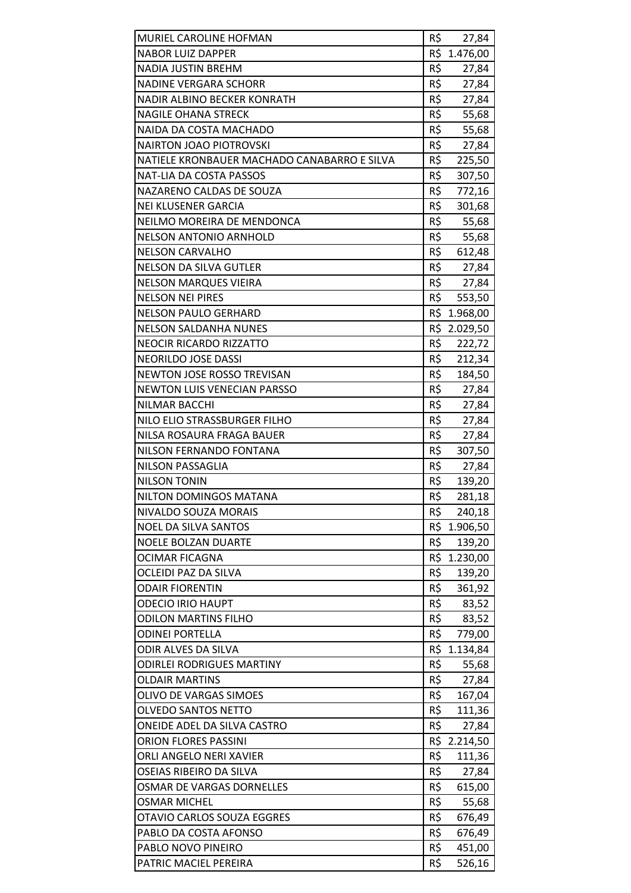| | |
|---|---|
| MURIEL CAROLINE HOFMAN | R$ 27,84 |
| NABOR LUIZ DAPPER | R$ 1.476,00 |
| NADIA JUSTIN BREHM | R$ 27,84 |
| NADINE VERGARA SCHORR | R$ 27,84 |
| NADIR ALBINO BECKER KONRATH | R$ 27,84 |
| NAGILE OHANA STRECK | R$ 55,68 |
| NAIDA DA COSTA MACHADO | R$ 55,68 |
| NAIRTON JOAO PIOTROVSKI | R$ 27,84 |
| NATIELE KRONBAUER MACHADO CANABARRO E SILVA | R$ 225,50 |
| NAT-LIA DA COSTA PASSOS | R$ 307,50 |
| NAZARENO CALDAS DE SOUZA | R$ 772,16 |
| NEI KLUSENER GARCIA | R$ 301,68 |
| NEILMO MOREIRA DE MENDONCA | R$ 55,68 |
| NELSON ANTONIO ARNHOLD | R$ 55,68 |
| NELSON CARVALHO | R$ 612,48 |
| NELSON DA SILVA GUTLER | R$ 27,84 |
| NELSON MARQUES VIEIRA | R$ 27,84 |
| NELSON NEI PIRES | R$ 553,50 |
| NELSON PAULO GERHARD | R$ 1.968,00 |
| NELSON SALDANHA NUNES | R$ 2.029,50 |
| NEOCIR RICARDO RIZZATTO | R$ 222,72 |
| NEORILDO JOSE DASSI | R$ 212,34 |
| NEWTON JOSE ROSSO TREVISAN | R$ 184,50 |
| NEWTON LUIS VENECIAN PARSSO | R$ 27,84 |
| NILMAR BACCHI | R$ 27,84 |
| NILO ELIO STRASSBURGER FILHO | R$ 27,84 |
| NILSA ROSAURA FRAGA BAUER | R$ 27,84 |
| NILSON FERNANDO FONTANA | R$ 307,50 |
| NILSON PASSAGLIA | R$ 27,84 |
| NILSON TONIN | R$ 139,20 |
| NILTON DOMINGOS MATANA | R$ 281,18 |
| NIVALDO SOUZA MORAIS | R$ 240,18 |
| NOEL DA SILVA SANTOS | R$ 1.906,50 |
| NOELE BOLZAN DUARTE | R$ 139,20 |
| OCIMAR FICAGNA | R$ 1.230,00 |
| OCLEIDI PAZ DA SILVA | R$ 139,20 |
| ODAIR FIORENTIN | R$ 361,92 |
| ODECIO IRIO HAUPT | R$ 83,52 |
| ODILON MARTINS FILHO | R$ 83,52 |
| ODINEI PORTELLA | R$ 779,00 |
| ODIR ALVES DA SILVA | R$ 1.134,84 |
| ODIRLEI RODRIGUES MARTINY | R$ 55,68 |
| OLDAIR MARTINS | R$ 27,84 |
| OLIVO DE VARGAS SIMOES | R$ 167,04 |
| OLVEDO SANTOS NETTO | R$ 111,36 |
| ONEIDE ADEL DA SILVA CASTRO | R$ 27,84 |
| ORION FLORES PASSINI | R$ 2.214,50 |
| ORLI ANGELO NERI XAVIER | R$ 111,36 |
| OSEIAS RIBEIRO DA SILVA | R$ 27,84 |
| OSMAR DE VARGAS DORNELLES | R$ 615,00 |
| OSMAR MICHEL | R$ 55,68 |
| OTAVIO CARLOS SOUZA EGGRES | R$ 676,49 |
| PABLO DA COSTA AFONSO | R$ 676,49 |
| PABLO NOVO PINEIRO | R$ 451,00 |
| PATRIC MACIEL PEREIRA | R$ 526,16 |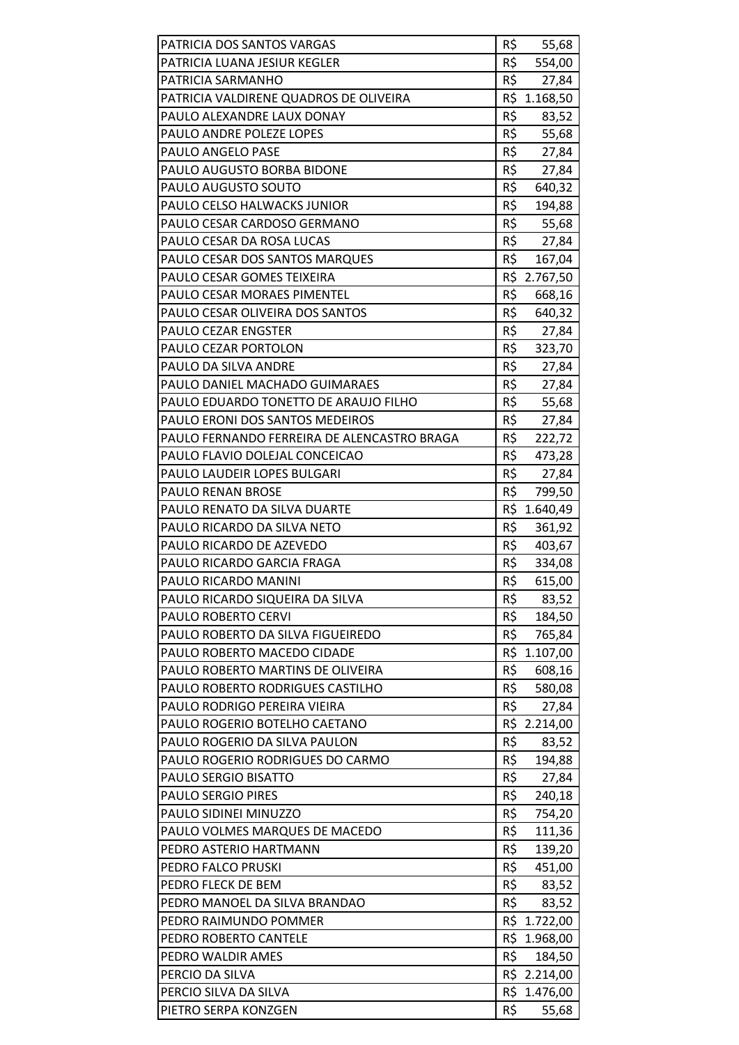| | |
|---|---|
| PATRICIA DOS SANTOS VARGAS | R$ 55,68 |
| PATRICIA LUANA JESIUR KEGLER | R$ 554,00 |
| PATRICIA SARMANHO | R$ 27,84 |
| PATRICIA VALDIRENE QUADROS DE OLIVEIRA | R$ 1.168,50 |
| PAULO ALEXANDRE LAUX DONAY | R$ 83,52 |
| PAULO ANDRE POLEZE LOPES | R$ 55,68 |
| PAULO ANGELO PASE | R$ 27,84 |
| PAULO AUGUSTO BORBA BIDONE | R$ 27,84 |
| PAULO AUGUSTO SOUTO | R$ 640,32 |
| PAULO CELSO HALWACKS JUNIOR | R$ 194,88 |
| PAULO CESAR CARDOSO GERMANO | R$ 55,68 |
| PAULO CESAR DA ROSA LUCAS | R$ 27,84 |
| PAULO CESAR DOS SANTOS MARQUES | R$ 167,04 |
| PAULO CESAR GOMES TEIXEIRA | R$ 2.767,50 |
| PAULO CESAR MORAES PIMENTEL | R$ 668,16 |
| PAULO CESAR OLIVEIRA DOS SANTOS | R$ 640,32 |
| PAULO CEZAR ENGSTER | R$ 27,84 |
| PAULO CEZAR PORTOLON | R$ 323,70 |
| PAULO DA SILVA ANDRE | R$ 27,84 |
| PAULO DANIEL MACHADO GUIMARAES | R$ 27,84 |
| PAULO EDUARDO TONETTO DE ARAUJO FILHO | R$ 55,68 |
| PAULO ERONI DOS SANTOS MEDEIROS | R$ 27,84 |
| PAULO FERNANDO FERREIRA DE ALENCASTRO BRAGA | R$ 222,72 |
| PAULO FLAVIO DOLEJAL CONCEICAO | R$ 473,28 |
| PAULO LAUDEIR LOPES BULGARI | R$ 27,84 |
| PAULO RENAN BROSE | R$ 799,50 |
| PAULO RENATO DA SILVA DUARTE | R$ 1.640,49 |
| PAULO RICARDO DA SILVA NETO | R$ 361,92 |
| PAULO RICARDO DE AZEVEDO | R$ 403,67 |
| PAULO RICARDO GARCIA FRAGA | R$ 334,08 |
| PAULO RICARDO MANINI | R$ 615,00 |
| PAULO RICARDO SIQUEIRA DA SILVA | R$ 83,52 |
| PAULO ROBERTO CERVI | R$ 184,50 |
| PAULO ROBERTO DA SILVA FIGUEIREDO | R$ 765,84 |
| PAULO ROBERTO MACEDO CIDADE | R$ 1.107,00 |
| PAULO ROBERTO MARTINS DE OLIVEIRA | R$ 608,16 |
| PAULO ROBERTO RODRIGUES CASTILHO | R$ 580,08 |
| PAULO RODRIGO PEREIRA VIEIRA | R$ 27,84 |
| PAULO ROGERIO BOTELHO CAETANO | R$ 2.214,00 |
| PAULO ROGERIO DA SILVA PAULON | R$ 83,52 |
| PAULO ROGERIO RODRIGUES DO CARMO | R$ 194,88 |
| PAULO SERGIO BISATTO | R$ 27,84 |
| PAULO SERGIO PIRES | R$ 240,18 |
| PAULO SIDINEI MINUZZO | R$ 754,20 |
| PAULO VOLMES MARQUES DE MACEDO | R$ 111,36 |
| PEDRO ASTERIO HARTMANN | R$ 139,20 |
| PEDRO FALCO PRUSKI | R$ 451,00 |
| PEDRO FLECK DE BEM | R$ 83,52 |
| PEDRO MANOEL DA SILVA BRANDAO | R$ 83,52 |
| PEDRO RAIMUNDO POMMER | R$ 1.722,00 |
| PEDRO ROBERTO CANTELE | R$ 1.968,00 |
| PEDRO WALDIR AMES | R$ 184,50 |
| PERCIO DA SILVA | R$ 2.214,00 |
| PERCIO SILVA DA SILVA | R$ 1.476,00 |
| PIETRO SERPA KONZGEN | R$ 55,68 |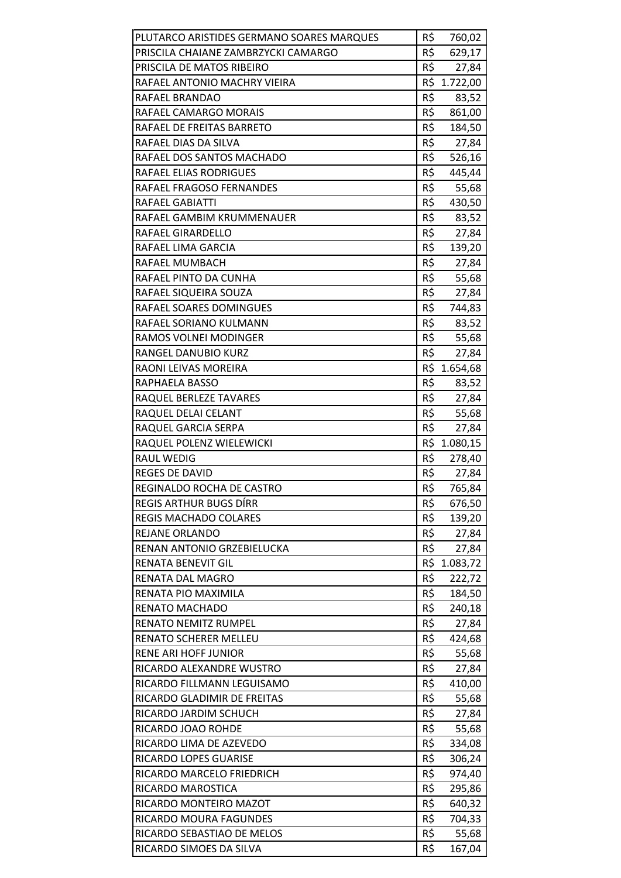| | |
|---|---|
| PLUTARCO ARISTIDES GERMANO SOARES MARQUES | R$ 760,02 |
| PRISCILA CHAIANE ZAMBRZYCKI CAMARGO | R$ 629,17 |
| PRISCILA DE MATOS RIBEIRO | R$ 27,84 |
| RAFAEL ANTONIO MACHRY VIEIRA | R$ 1.722,00 |
| RAFAEL BRANDAO | R$ 83,52 |
| RAFAEL CAMARGO MORAIS | R$ 861,00 |
| RAFAEL DE FREITAS BARRETO | R$ 184,50 |
| RAFAEL DIAS DA SILVA | R$ 27,84 |
| RAFAEL DOS SANTOS MACHADO | R$ 526,16 |
| RAFAEL ELIAS RODRIGUES | R$ 445,44 |
| RAFAEL FRAGOSO FERNANDES | R$ 55,68 |
| RAFAEL GABIATTI | R$ 430,50 |
| RAFAEL GAMBIM KRUMMENAUER | R$ 83,52 |
| RAFAEL GIRARDELLO | R$ 27,84 |
| RAFAEL LIMA GARCIA | R$ 139,20 |
| RAFAEL MUMBACH | R$ 27,84 |
| RAFAEL PINTO DA CUNHA | R$ 55,68 |
| RAFAEL SIQUEIRA SOUZA | R$ 27,84 |
| RAFAEL SOARES DOMINGUES | R$ 744,83 |
| RAFAEL SORIANO KULMANN | R$ 83,52 |
| RAMOS VOLNEI MODINGER | R$ 55,68 |
| RANGEL DANUBIO KURZ | R$ 27,84 |
| RAONI LEIVAS MOREIRA | R$ 1.654,68 |
| RAPHAELA BASSO | R$ 83,52 |
| RAQUEL BERLEZE TAVARES | R$ 27,84 |
| RAQUEL DELAI CELANT | R$ 55,68 |
| RAQUEL GARCIA SERPA | R$ 27,84 |
| RAQUEL POLENZ WIELEWICKI | R$ 1.080,15 |
| RAUL WEDIG | R$ 278,40 |
| REGES DE DAVID | R$ 27,84 |
| REGINALDO ROCHA DE CASTRO | R$ 765,84 |
| REGIS ARTHUR BUGS DÍRR | R$ 676,50 |
| REGIS MACHADO COLARES | R$ 139,20 |
| REJANE ORLANDO | R$ 27,84 |
| RENAN ANTONIO GRZEBIELUCKA | R$ 27,84 |
| RENATA BENEVIT GIL | R$ 1.083,72 |
| RENATA DAL MAGRO | R$ 222,72 |
| RENATA PIO MAXIMILA | R$ 184,50 |
| RENATO MACHADO | R$ 240,18 |
| RENATO NEMITZ RUMPEL | R$ 27,84 |
| RENATO SCHERER MELLEU | R$ 424,68 |
| RENE ARI HOFF JUNIOR | R$ 55,68 |
| RICARDO ALEXANDRE WUSTRO | R$ 27,84 |
| RICARDO FILLMANN LEGUISAMO | R$ 410,00 |
| RICARDO GLADIMIR DE FREITAS | R$ 55,68 |
| RICARDO JARDIM SCHUCH | R$ 27,84 |
| RICARDO JOAO ROHDE | R$ 55,68 |
| RICARDO LIMA DE AZEVEDO | R$ 334,08 |
| RICARDO LOPES GUARISE | R$ 306,24 |
| RICARDO MARCELO FRIEDRICH | R$ 974,40 |
| RICARDO MAROSTICA | R$ 295,86 |
| RICARDO MONTEIRO MAZOT | R$ 640,32 |
| RICARDO MOURA FAGUNDES | R$ 704,33 |
| RICARDO SEBASTIAO DE MELOS | R$ 55,68 |
| RICARDO SIMOES DA SILVA | R$ 167,04 |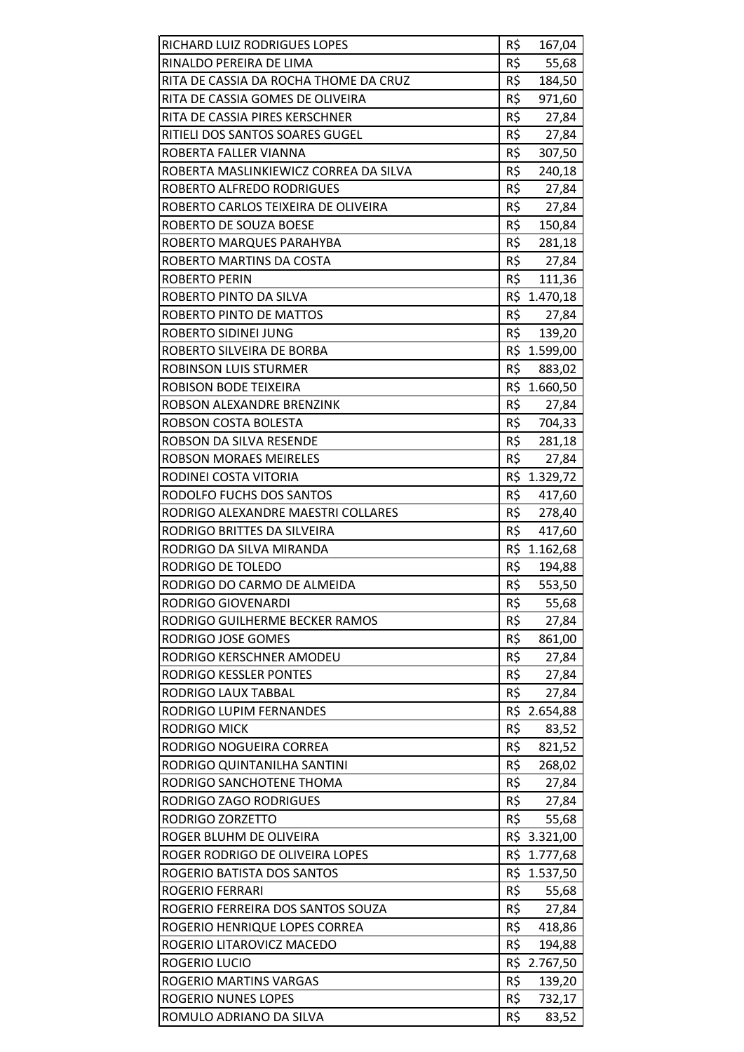| | |
|---|---|
| RICHARD LUIZ RODRIGUES LOPES | R$ 167,04 |
| RINALDO PEREIRA DE LIMA | R$ 55,68 |
| RITA DE CASSIA DA ROCHA THOME DA CRUZ | R$ 184,50 |
| RITA DE CASSIA GOMES DE OLIVEIRA | R$ 971,60 |
| RITA DE CASSIA PIRES KERSCHNER | R$ 27,84 |
| RITIELI DOS SANTOS SOARES GUGEL | R$ 27,84 |
| ROBERTA FALLER VIANNA | R$ 307,50 |
| ROBERTA MASLINKIEWICZ CORREA DA SILVA | R$ 240,18 |
| ROBERTO ALFREDO RODRIGUES | R$ 27,84 |
| ROBERTO CARLOS TEIXEIRA DE OLIVEIRA | R$ 27,84 |
| ROBERTO DE SOUZA BOESE | R$ 150,84 |
| ROBERTO MARQUES PARAHYBA | R$ 281,18 |
| ROBERTO MARTINS DA COSTA | R$ 27,84 |
| ROBERTO PERIN | R$ 111,36 |
| ROBERTO PINTO DA SILVA | R$ 1.470,18 |
| ROBERTO PINTO DE MATTOS | R$ 27,84 |
| ROBERTO SIDINEI JUNG | R$ 139,20 |
| ROBERTO SILVEIRA DE BORBA | R$ 1.599,00 |
| ROBINSON LUIS STURMER | R$ 883,02 |
| ROBISON BODE TEIXEIRA | R$ 1.660,50 |
| ROBSON ALEXANDRE BRENZINK | R$ 27,84 |
| ROBSON COSTA BOLESTA | R$ 704,33 |
| ROBSON DA SILVA RESENDE | R$ 281,18 |
| ROBSON MORAES MEIRELES | R$ 27,84 |
| RODINEI COSTA VITORIA | R$ 1.329,72 |
| RODOLFO FUCHS DOS SANTOS | R$ 417,60 |
| RODRIGO ALEXANDRE MAESTRI COLLARES | R$ 278,40 |
| RODRIGO BRITTES DA SILVEIRA | R$ 417,60 |
| RODRIGO DA SILVA MIRANDA | R$ 1.162,68 |
| RODRIGO DE TOLEDO | R$ 194,88 |
| RODRIGO DO CARMO DE ALMEIDA | R$ 553,50 |
| RODRIGO GIOVENARDI | R$ 55,68 |
| RODRIGO GUILHERME BECKER RAMOS | R$ 27,84 |
| RODRIGO JOSE GOMES | R$ 861,00 |
| RODRIGO KERSCHNER AMODEU | R$ 27,84 |
| RODRIGO KESSLER PONTES | R$ 27,84 |
| RODRIGO LAUX TABBAL | R$ 27,84 |
| RODRIGO LUPIM FERNANDES | R$ 2.654,88 |
| RODRIGO MICK | R$ 83,52 |
| RODRIGO NOGUEIRA CORREA | R$ 821,52 |
| RODRIGO QUINTANILHA SANTINI | R$ 268,02 |
| RODRIGO SANCHOTENE THOMA | R$ 27,84 |
| RODRIGO ZAGO RODRIGUES | R$ 27,84 |
| RODRIGO ZORZETTO | R$ 55,68 |
| ROGER BLUHM DE OLIVEIRA | R$ 3.321,00 |
| ROGER RODRIGO DE OLIVEIRA LOPES | R$ 1.777,68 |
| ROGERIO BATISTA DOS SANTOS | R$ 1.537,50 |
| ROGERIO FERRARI | R$ 55,68 |
| ROGERIO FERREIRA DOS SANTOS SOUZA | R$ 27,84 |
| ROGERIO HENRIQUE LOPES CORREA | R$ 418,86 |
| ROGERIO LITAROVICZ MACEDO | R$ 194,88 |
| ROGERIO LUCIO | R$ 2.767,50 |
| ROGERIO MARTINS VARGAS | R$ 139,20 |
| ROGERIO NUNES LOPES | R$ 732,17 |
| ROMULO ADRIANO DA SILVA | R$ 83,52 |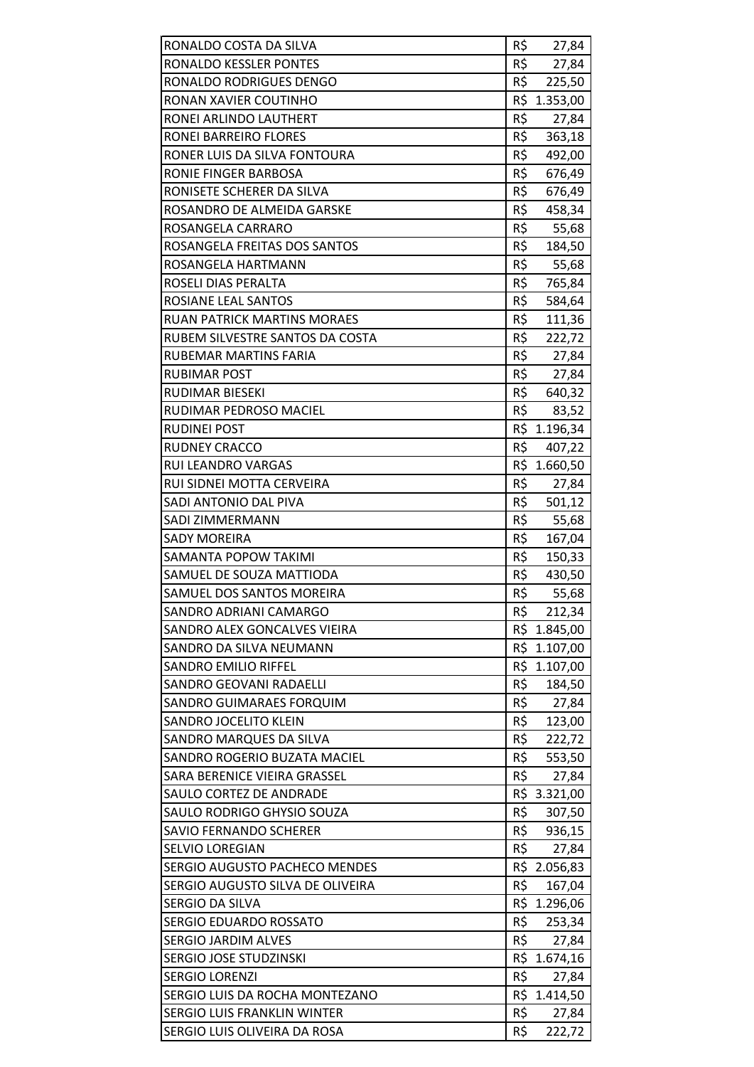| | |
|---|---|
| RONALDO COSTA DA SILVA | R$ 27,84 |
| RONALDO KESSLER PONTES | R$ 27,84 |
| RONALDO RODRIGUES DENGO | R$ 225,50 |
| RONAN XAVIER COUTINHO | R$ 1.353,00 |
| RONEI ARLINDO LAUTHERT | R$ 27,84 |
| RONEI BARREIRO FLORES | R$ 363,18 |
| RONER LUIS DA SILVA FONTOURA | R$ 492,00 |
| RONIE FINGER BARBOSA | R$ 676,49 |
| RONISETE SCHERER DA SILVA | R$ 676,49 |
| ROSANDRO DE ALMEIDA GARSKE | R$ 458,34 |
| ROSANGELA CARRARO | R$ 55,68 |
| ROSANGELA FREITAS DOS SANTOS | R$ 184,50 |
| ROSANGELA HARTMANN | R$ 55,68 |
| ROSELI DIAS PERALTA | R$ 765,84 |
| ROSIANE LEAL SANTOS | R$ 584,64 |
| RUAN PATRICK MARTINS MORAES | R$ 111,36 |
| RUBEM SILVESTRE SANTOS DA COSTA | R$ 222,72 |
| RUBEMAR MARTINS FARIA | R$ 27,84 |
| RUBIMAR POST | R$ 27,84 |
| RUDIMAR BIESEKI | R$ 640,32 |
| RUDIMAR PEDROSO MACIEL | R$ 83,52 |
| RUDINEI POST | R$ 1.196,34 |
| RUDNEY CRACCO | R$ 407,22 |
| RUI LEANDRO VARGAS | R$ 1.660,50 |
| RUI SIDNEI MOTTA CERVEIRA | R$ 27,84 |
| SADI ANTONIO DAL PIVA | R$ 501,12 |
| SADI ZIMMERMANN | R$ 55,68 |
| SADY MOREIRA | R$ 167,04 |
| SAMANTA POPOW TAKIMI | R$ 150,33 |
| SAMUEL DE SOUZA MATTIODA | R$ 430,50 |
| SAMUEL DOS SANTOS MOREIRA | R$ 55,68 |
| SANDRO ADRIANI CAMARGO | R$ 212,34 |
| SANDRO ALEX GONCALVES VIEIRA | R$ 1.845,00 |
| SANDRO DA SILVA NEUMANN | R$ 1.107,00 |
| SANDRO EMILIO RIFFEL | R$ 1.107,00 |
| SANDRO GEOVANI RADAELLI | R$ 184,50 |
| SANDRO GUIMARAES FORQUIM | R$ 27,84 |
| SANDRO JOCELITO KLEIN | R$ 123,00 |
| SANDRO MARQUES DA SILVA | R$ 222,72 |
| SANDRO ROGERIO BUZATA MACIEL | R$ 553,50 |
| SARA BERENICE VIEIRA GRASSEL | R$ 27,84 |
| SAULO CORTEZ DE ANDRADE | R$ 3.321,00 |
| SAULO RODRIGO GHYSIO SOUZA | R$ 307,50 |
| SAVIO FERNANDO SCHERER | R$ 936,15 |
| SELVIO LOREGIAN | R$ 27,84 |
| SERGIO AUGUSTO PACHECO MENDES | R$ 2.056,83 |
| SERGIO AUGUSTO SILVA DE OLIVEIRA | R$ 167,04 |
| SERGIO DA SILVA | R$ 1.296,06 |
| SERGIO EDUARDO ROSSATO | R$ 253,34 |
| SERGIO JARDIM ALVES | R$ 27,84 |
| SERGIO JOSE STUDZINSKI | R$ 1.674,16 |
| SERGIO LORENZI | R$ 27,84 |
| SERGIO LUIS DA ROCHA MONTEZANO | R$ 1.414,50 |
| SERGIO LUIS FRANKLIN WINTER | R$ 27,84 |
| SERGIO LUIS OLIVEIRA DA ROSA | R$ 222,72 |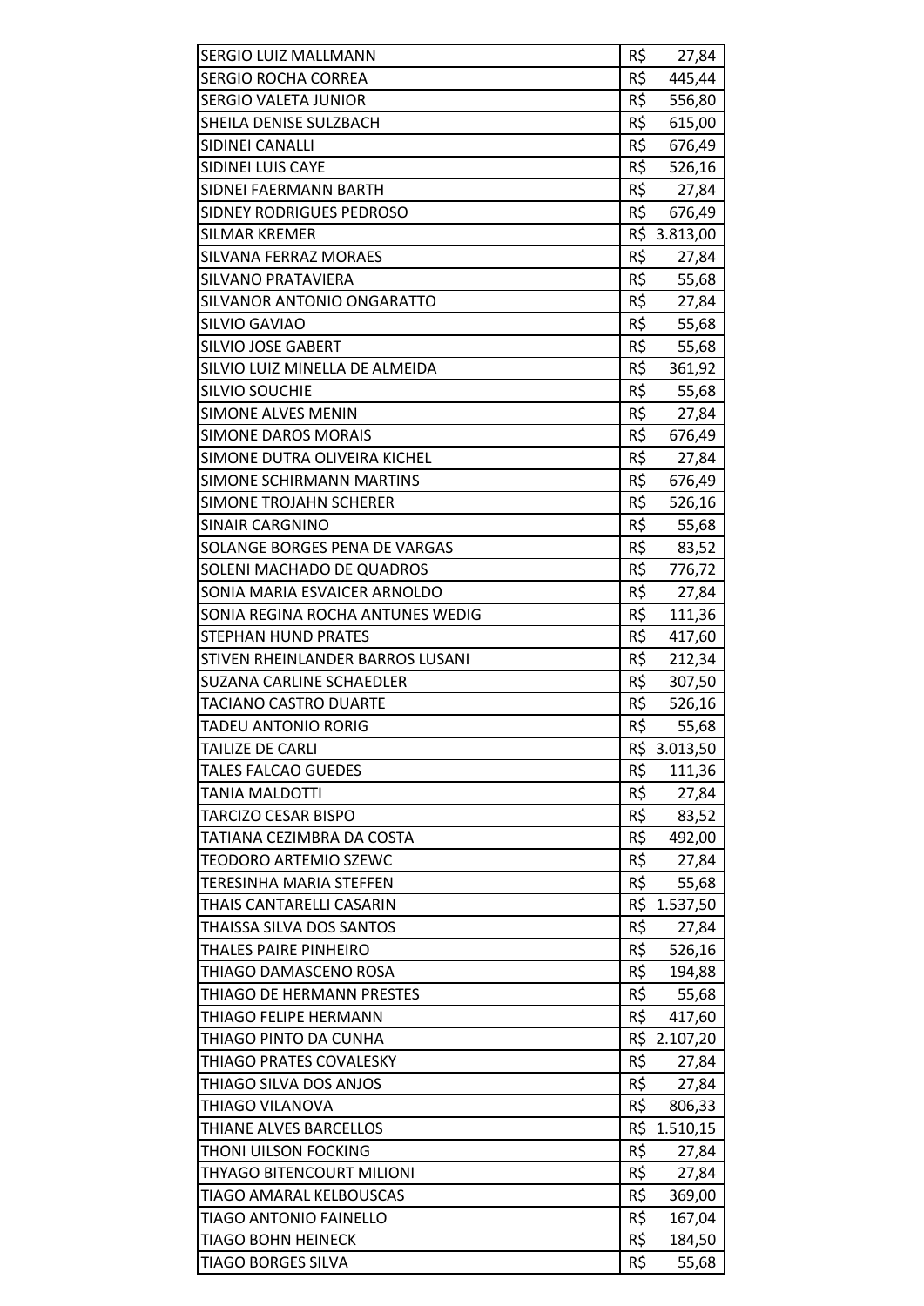| | |
|---|---|
| SERGIO LUIZ MALLMANN | R$ 27,84 |
| SERGIO ROCHA CORREA | R$ 445,44 |
| SERGIO VALETA JUNIOR | R$ 556,80 |
| SHEILA DENISE SULZBACH | R$ 615,00 |
| SIDINEI CANALLI | R$ 676,49 |
| SIDINEI LUIS CAYE | R$ 526,16 |
| SIDNEI FAERMANN BARTH | R$ 27,84 |
| SIDNEY RODRIGUES PEDROSO | R$ 676,49 |
| SILMAR KREMER | R$ 3.813,00 |
| SILVANA FERRAZ MORAES | R$ 27,84 |
| SILVANO PRATAVIERA | R$ 55,68 |
| SILVANOR ANTONIO ONGARATTO | R$ 27,84 |
| SILVIO GAVIAO | R$ 55,68 |
| SILVIO JOSE GABERT | R$ 55,68 |
| SILVIO LUIZ MINELLA DE ALMEIDA | R$ 361,92 |
| SILVIO SOUCHIE | R$ 55,68 |
| SIMONE ALVES MENIN | R$ 27,84 |
| SIMONE DAROS MORAIS | R$ 676,49 |
| SIMONE DUTRA OLIVEIRA KICHEL | R$ 27,84 |
| SIMONE SCHIRMANN MARTINS | R$ 676,49 |
| SIMONE TROJAHN SCHERER | R$ 526,16 |
| SINAIR CARGNINO | R$ 55,68 |
| SOLANGE BORGES PENA DE VARGAS | R$ 83,52 |
| SOLENI MACHADO DE QUADROS | R$ 776,72 |
| SONIA MARIA ESVAICER ARNOLDO | R$ 27,84 |
| SONIA REGINA ROCHA ANTUNES WEDIG | R$ 111,36 |
| STEPHAN HUND PRATES | R$ 417,60 |
| STIVEN RHEINLANDER BARROS LUSANI | R$ 212,34 |
| SUZANA CARLINE SCHAEDLER | R$ 307,50 |
| TACIANO CASTRO DUARTE | R$ 526,16 |
| TADEU ANTONIO RORIG | R$ 55,68 |
| TAILIZE DE CARLI | R$ 3.013,50 |
| TALES FALCAO GUEDES | R$ 111,36 |
| TANIA MALDOTTI | R$ 27,84 |
| TARCIZO CESAR BISPO | R$ 83,52 |
| TATIANA CEZIMBRA DA COSTA | R$ 492,00 |
| TEODORO ARTEMIO SZEWC | R$ 27,84 |
| TERESINHA MARIA STEFFEN | R$ 55,68 |
| THAIS CANTARELLI CASARIN | R$ 1.537,50 |
| THAISSA SILVA DOS SANTOS | R$ 27,84 |
| THALES PAIRE PINHEIRO | R$ 526,16 |
| THIAGO DAMASCENO ROSA | R$ 194,88 |
| THIAGO DE HERMANN PRESTES | R$ 55,68 |
| THIAGO FELIPE HERMANN | R$ 417,60 |
| THIAGO PINTO DA CUNHA | R$ 2.107,20 |
| THIAGO PRATES COVALESKY | R$ 27,84 |
| THIAGO SILVA DOS ANJOS | R$ 27,84 |
| THIAGO VILANOVA | R$ 806,33 |
| THIANE ALVES BARCELLOS | R$ 1.510,15 |
| THONI UILSON FOCKING | R$ 27,84 |
| THYAGO BITENCOURT MILIONI | R$ 27,84 |
| TIAGO AMARAL KELBOUSCAS | R$ 369,00 |
| TIAGO ANTONIO FAINELLO | R$ 167,04 |
| TIAGO BOHN HEINECK | R$ 184,50 |
| TIAGO BORGES SILVA | R$ 55,68 |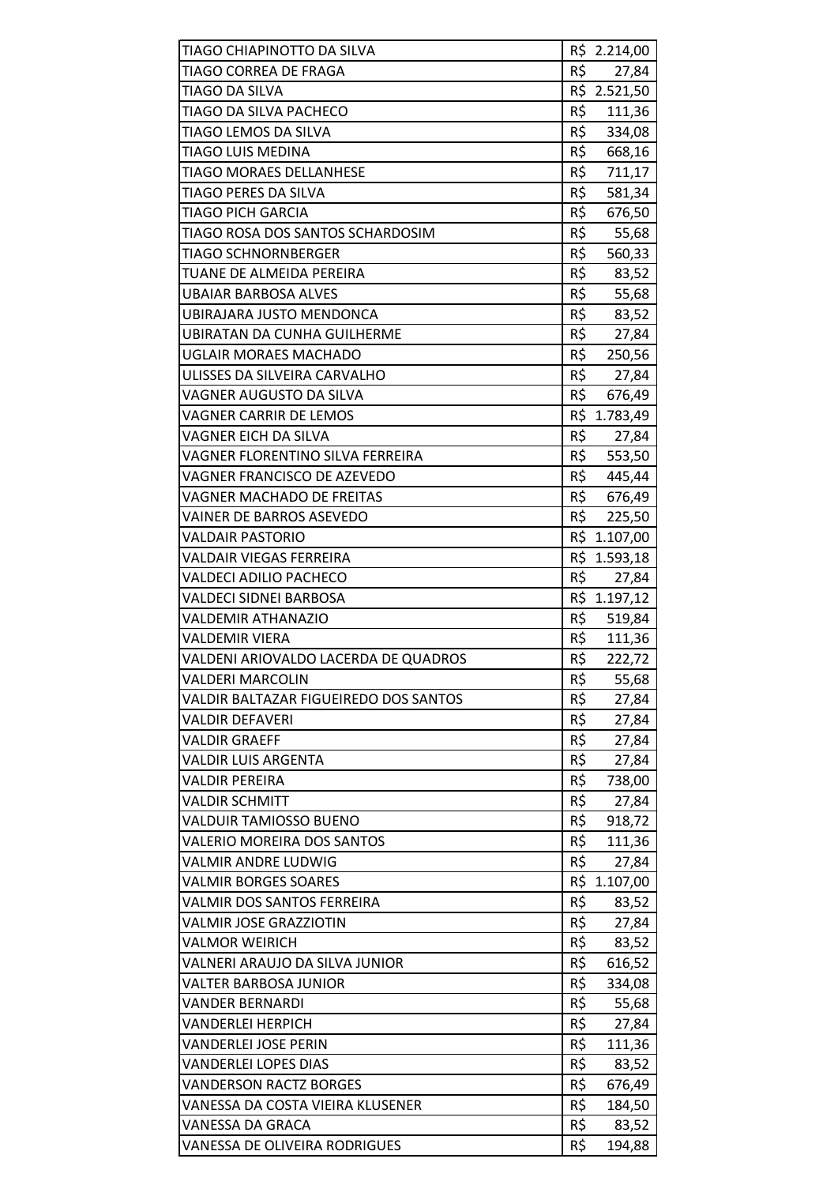| | |
|---|---|
| TIAGO CHIAPINOTTO DA SILVA | R$ 2.214,00 |
| TIAGO CORREA DE FRAGA | R$ 27,84 |
| TIAGO DA SILVA | R$ 2.521,50 |
| TIAGO DA SILVA PACHECO | R$ 111,36 |
| TIAGO LEMOS DA SILVA | R$ 334,08 |
| TIAGO LUIS MEDINA | R$ 668,16 |
| TIAGO MORAES DELLANHESE | R$ 711,17 |
| TIAGO PERES DA SILVA | R$ 581,34 |
| TIAGO PICH GARCIA | R$ 676,50 |
| TIAGO ROSA DOS SANTOS SCHARDOSIM | R$ 55,68 |
| TIAGO SCHNORNBERGER | R$ 560,33 |
| TUANE DE ALMEIDA PEREIRA | R$ 83,52 |
| UBAIAR BARBOSA ALVES | R$ 55,68 |
| UBIRAJARA JUSTO MENDONCA | R$ 83,52 |
| UBIRATAN DA CUNHA GUILHERME | R$ 27,84 |
| UGLAIR MORAES MACHADO | R$ 250,56 |
| ULISSES DA SILVEIRA CARVALHO | R$ 27,84 |
| VAGNER AUGUSTO DA SILVA | R$ 676,49 |
| VAGNER CARRIR DE LEMOS | R$ 1.783,49 |
| VAGNER EICH DA SILVA | R$ 27,84 |
| VAGNER FLORENTINO SILVA FERREIRA | R$ 553,50 |
| VAGNER FRANCISCO DE AZEVEDO | R$ 445,44 |
| VAGNER MACHADO DE FREITAS | R$ 676,49 |
| VAINER DE BARROS ASEVEDO | R$ 225,50 |
| VALDAIR PASTORIO | R$ 1.107,00 |
| VALDAIR VIEGAS FERREIRA | R$ 1.593,18 |
| VALDECI ADILIO PACHECO | R$ 27,84 |
| VALDECI SIDNEI BARBOSA | R$ 1.197,12 |
| VALDEMIR ATHANAZIO | R$ 519,84 |
| VALDEMIR VIERA | R$ 111,36 |
| VALDENI ARIOVALDO LACERDA DE QUADROS | R$ 222,72 |
| VALDERI MARCOLIN | R$ 55,68 |
| VALDIR BALTAZAR FIGUEIREDO DOS SANTOS | R$ 27,84 |
| VALDIR DEFAVERI | R$ 27,84 |
| VALDIR GRAEFF | R$ 27,84 |
| VALDIR LUIS ARGENTA | R$ 27,84 |
| VALDIR PEREIRA | R$ 738,00 |
| VALDIR SCHMITT | R$ 27,84 |
| VALDUIR TAMIOSSO BUENO | R$ 918,72 |
| VALERIO MOREIRA DOS SANTOS | R$ 111,36 |
| VALMIR ANDRE LUDWIG | R$ 27,84 |
| VALMIR BORGES SOARES | R$ 1.107,00 |
| VALMIR DOS SANTOS FERREIRA | R$ 83,52 |
| VALMIR JOSE GRAZZIOTIN | R$ 27,84 |
| VALMOR WEIRICH | R$ 83,52 |
| VALNERI ARAUJO DA SILVA JUNIOR | R$ 616,52 |
| VALTER BARBOSA JUNIOR | R$ 334,08 |
| VANDER BERNARDI | R$ 55,68 |
| VANDERLEI HERPICH | R$ 27,84 |
| VANDERLEI JOSE PERIN | R$ 111,36 |
| VANDERLEI LOPES DIAS | R$ 83,52 |
| VANDERSON RACTZ BORGES | R$ 676,49 |
| VANESSA DA COSTA VIEIRA KLUSENER | R$ 184,50 |
| VANESSA DA GRACA | R$ 83,52 |
| VANESSA DE OLIVEIRA RODRIGUES | R$ 194,88 |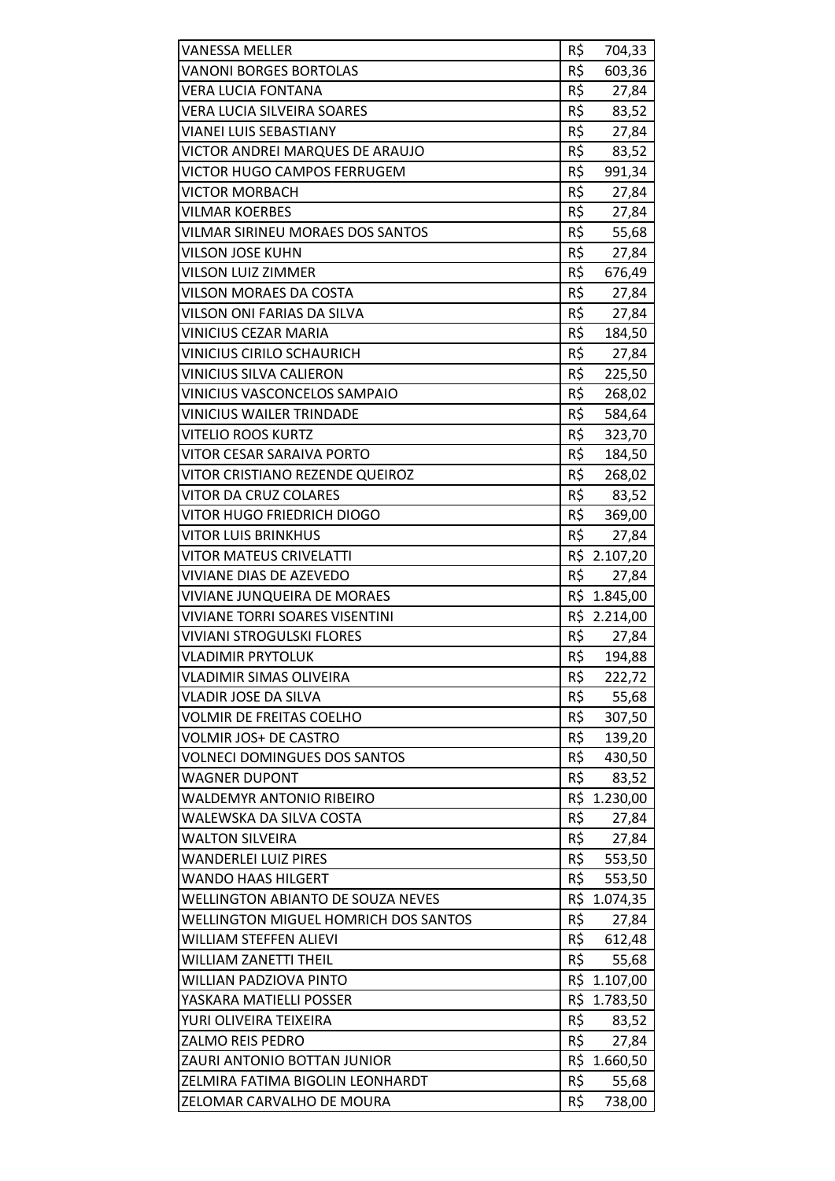| | |
|---|---|
| VANESSA MELLER | R$ 704,33 |
| VANONI BORGES BORTOLAS | R$ 603,36 |
| VERA LUCIA FONTANA | R$ 27,84 |
| VERA LUCIA SILVEIRA SOARES | R$ 83,52 |
| VIANEI LUIS SEBASTIANY | R$ 27,84 |
| VICTOR ANDREI MARQUES DE ARAUJO | R$ 83,52 |
| VICTOR HUGO CAMPOS FERRUGEM | R$ 991,34 |
| VICTOR MORBACH | R$ 27,84 |
| VILMAR KOERBES | R$ 27,84 |
| VILMAR SIRINEU MORAES DOS SANTOS | R$ 55,68 |
| VILSON JOSE KUHN | R$ 27,84 |
| VILSON LUIZ ZIMMER | R$ 676,49 |
| VILSON MORAES DA COSTA | R$ 27,84 |
| VILSON ONI FARIAS DA SILVA | R$ 27,84 |
| VINICIUS CEZAR MARIA | R$ 184,50 |
| VINICIUS CIRILO SCHAURICH | R$ 27,84 |
| VINICIUS SILVA CALIERON | R$ 225,50 |
| VINICIUS VASCONCELOS SAMPAIO | R$ 268,02 |
| VINICIUS WAILER TRINDADE | R$ 584,64 |
| VITELIO ROOS KURTZ | R$ 323,70 |
| VITOR CESAR SARAIVA PORTO | R$ 184,50 |
| VITOR CRISTIANO REZENDE QUEIROZ | R$ 268,02 |
| VITOR DA CRUZ COLARES | R$ 83,52 |
| VITOR HUGO FRIEDRICH DIOGO | R$ 369,00 |
| VITOR LUIS BRINKHUS | R$ 27,84 |
| VITOR MATEUS CRIVELATTI | R$ 2.107,20 |
| VIVIANE DIAS DE AZEVEDO | R$ 27,84 |
| VIVIANE JUNQUEIRA DE MORAES | R$ 1.845,00 |
| VIVIANE TORRI SOARES VISENTINI | R$ 2.214,00 |
| VIVIANI STROGULSKI FLORES | R$ 27,84 |
| VLADIMIR PRYTOLUK | R$ 194,88 |
| VLADIMIR SIMAS OLIVEIRA | R$ 222,72 |
| VLADIR JOSE DA SILVA | R$ 55,68 |
| VOLMIR DE FREITAS COELHO | R$ 307,50 |
| VOLMIR JOS+ DE CASTRO | R$ 139,20 |
| VOLNECI DOMINGUES DOS SANTOS | R$ 430,50 |
| WAGNER DUPONT | R$ 83,52 |
| WALDEMYR ANTONIO RIBEIRO | R$ 1.230,00 |
| WALEWSKA DA SILVA COSTA | R$ 27,84 |
| WALTON SILVEIRA | R$ 27,84 |
| WANDERLEI LUIZ PIRES | R$ 553,50 |
| WANDO HAAS HILGERT | R$ 553,50 |
| WELLINGTON ABIANTO DE SOUZA NEVES | R$ 1.074,35 |
| WELLINGTON MIGUEL HOMRICH DOS SANTOS | R$ 27,84 |
| WILLIAM STEFFEN ALIEVI | R$ 612,48 |
| WILLIAM ZANETTI THEIL | R$ 55,68 |
| WILLIAN PADZIOVA PINTO | R$ 1.107,00 |
| YASKARA MATIELLI POSSER | R$ 1.783,50 |
| YURI OLIVEIRA TEIXEIRA | R$ 83,52 |
| ZALMO REIS PEDRO | R$ 27,84 |
| ZAURI ANTONIO BOTTAN JUNIOR | R$ 1.660,50 |
| ZELMIRA FATIMA BIGOLIN LEONHARDT | R$ 55,68 |
| ZELOMAR CARVALHO DE MOURA | R$ 738,00 |